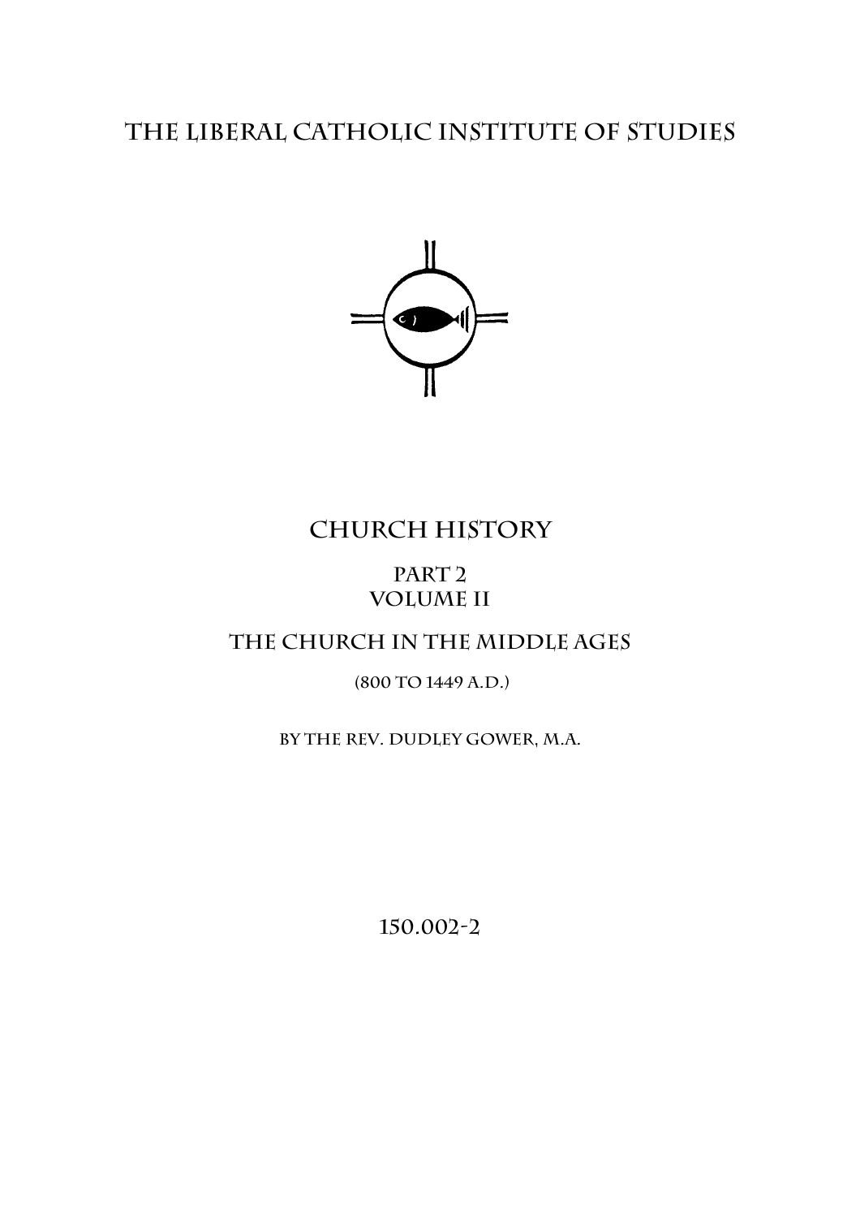# The Liberal Catholic Institute of Studies

## Church History

### Part 2
### Volume II

### The Church in the Middle Ages

(800 to 1449 A.D.)

By the Rev. Dudley Gower, M.A.

150.002-2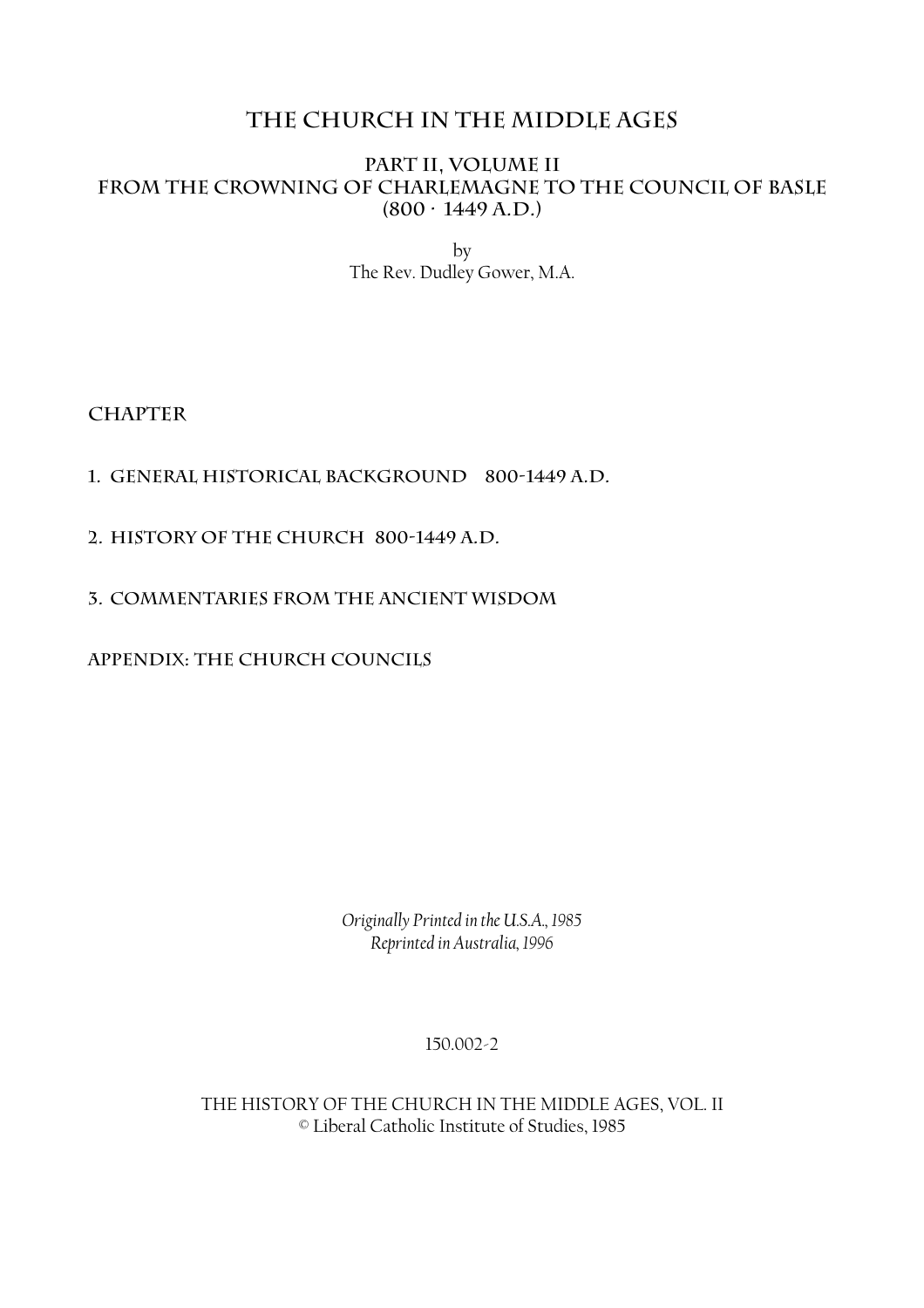# THE CHURCH IN THE MIDDLE AGES

## PART II, VOLUME II
## FROM THE CROWNING OF CHARLEMAGNE TO THE COUNCIL OF BASLE
## (800 - 1449 A.D.)

by
The Rev. Dudley Gower, M.A.

### CHAPTER

1. GENERAL HISTORICAL BACKGROUND 800-1449 A.D.

2. HISTORY OF THE CHURCH 800-1449 A.D.

3. COMMENTARIES FROM THE ANCIENT WISDOM

APPENDIX: THE CHURCH COUNCILS

*Originally Printed in the U.S.A., 1985*
*Reprinted in Australia, 1996*

150.002-2

THE HISTORY OF THE CHURCH IN THE MIDDLE AGES, VOL. II
© Liberal Catholic Institute of Studies, 1985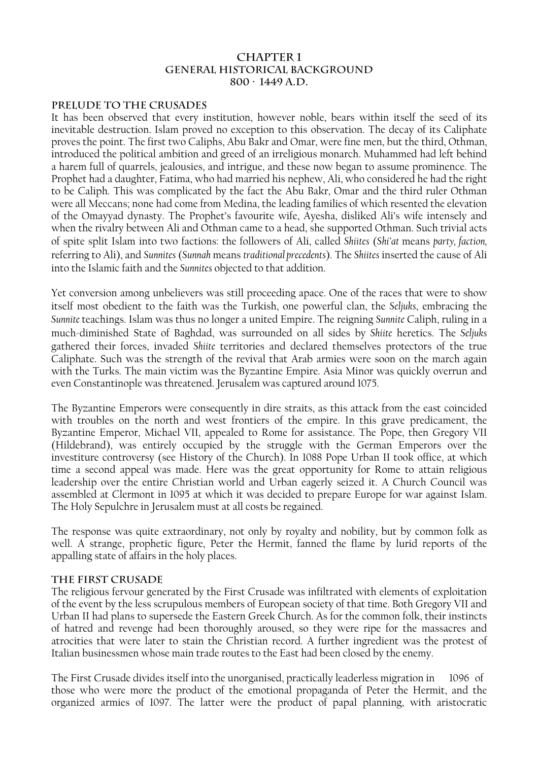# CHAPTER 1
## GENERAL HISTORICAL BACKGROUND
### 800 - 1449 A.D.

### PRELUDE TO THE CRUSADES

It has been observed that every institution, however noble, bears within itself the seed of its inevitable destruction. Islam proved no exception to this observation. The decay of its Caliphate proves the point. The first two Caliphs, Abu Bakr and Omar, were fine men, but the third, Othman, introduced the political ambition and greed of an irreligious monarch. Muhammed had left behind a harem full of quarrels, jealousies, and intrigue, and these now began to assume prominence. The Prophet had a daughter, Fatima, who had married his nephew, Ali, who considered he had the right to be Caliph. This was complicated by the fact the Abu Bakr, Omar and the third ruler Othman were all Meccans; none had come from Medina, the leading families of which resented the elevation of the Omayyad dynasty. The Prophet's favourite wife, Ayesha, disliked Ali's wife intensely and when the rivalry between Ali and Othman came to a head, she supported Othman. Such trivial acts of spite split Islam into two factions: the followers of Ali, called *Shiites* (*Shi'at* means *party, faction,* referring to Ali), and *Sunnites* (*Sunnah* means *traditional precedents*). The *Shiites* inserted the cause of Ali into the Islamic faith and the *Sunnites* objected to that addition.

Yet conversion among unbelievers was still proceeding apace. One of the races that were to show itself most obedient to the faith was the Turkish, one powerful clan, the *Seljuks*, embracing the *Sunnite* teachings. Islam was thus no longer a united Empire. The reigning *Sunnite* Caliph, ruling in a much-diminished State of Baghdad, was surrounded on all sides by *Shiite* heretics. The *Seljuks* gathered their forces, invaded *Shiite* territories and declared themselves protectors of the true Caliphate. Such was the strength of the revival that Arab armies were soon on the march again with the Turks. The main victim was the Byzantine Empire. Asia Minor was quickly overrun and even Constantinople was threatened. Jerusalem was captured around 1075.

The Byzantine Emperors were consequently in dire straits, as this attack from the east coincided with troubles on the north and west frontiers of the empire. In this grave predicament, the Byzantine Emperor, Michael VII, appealed to Rome for assistance. The Pope, then Gregory VII (Hildebrand), was entirely occupied by the struggle with the German Emperors over the investiture controversy (see History of the Church). In 1088 Pope Urban II took office, at which time a second appeal was made. Here was the great opportunity for Rome to attain religious leadership over the entire Christian world and Urban eagerly seized it. A Church Council was assembled at Clermont in 1095 at which it was decided to prepare Europe for war against Islam. The Holy Sepulchre in Jerusalem must at all costs be regained.

The response was quite extraordinary, not only by royalty and nobility, but by common folk as well. A strange, prophetic figure, Peter the Hermit, fanned the flame by lurid reports of the appalling state of affairs in the holy places.

### THE FIRST CRUSADE

The religious fervour generated by the First Crusade was infiltrated with elements of exploitation of the event by the less scrupulous members of European society of that time. Both Gregory VII and Urban II had plans to supersede the Eastern Greek Church. As for the common folk, their instincts of hatred and revenge had been thoroughly aroused, so they were ripe for the massacres and atrocities that were later to stain the Christian record. A further ingredient was the protest of Italian businessmen whose main trade routes to the East had been closed by the enemy.

The First Crusade divides itself into the unorganised, practically leaderless migration in 1096 of those who were more the product of the emotional propaganda of Peter the Hermit, and the organized armies of 1097. The latter were the product of papal planning, with aristocratic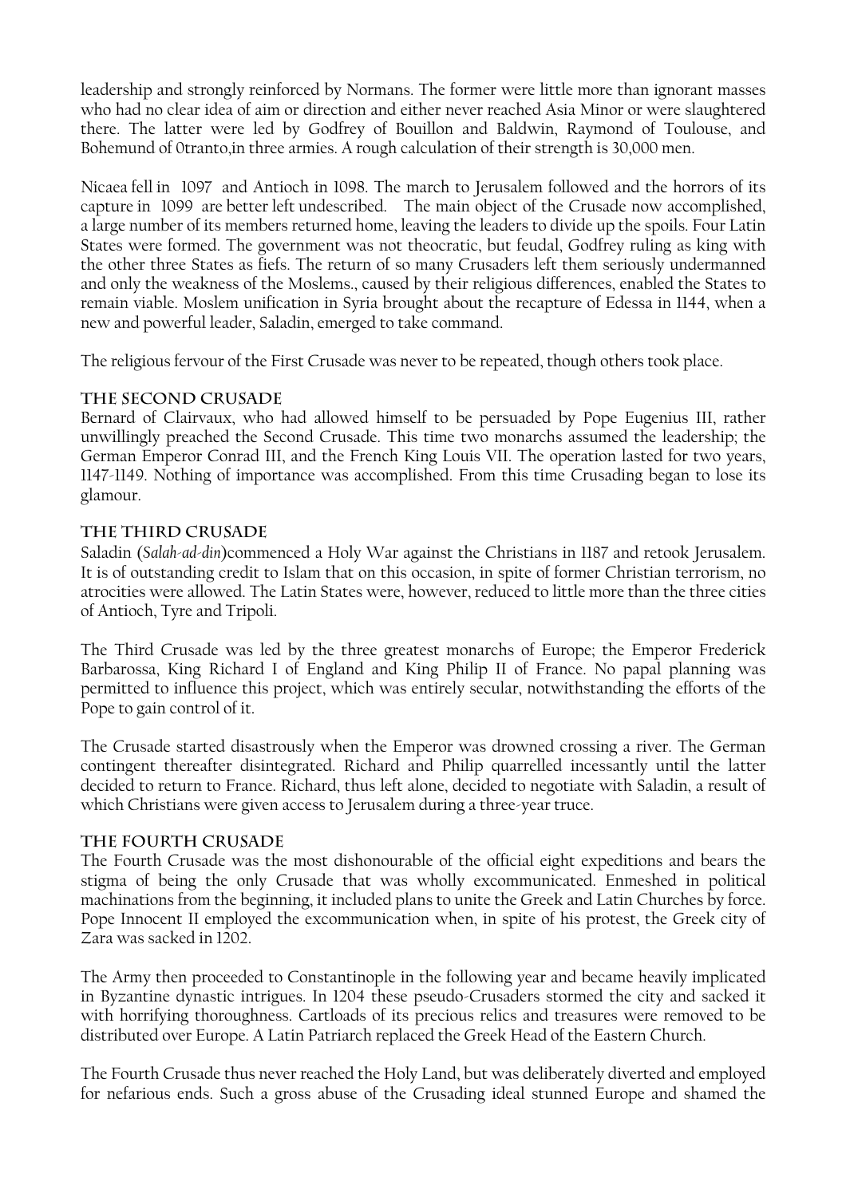leadership and strongly reinforced by Normans. The former were little more than ignorant masses who had no clear idea of aim or direction and either never reached Asia Minor or were slaughtered there. The latter were led by Godfrey of Bouillon and Baldwin, Raymond of Toulouse, and Bohemund of 0tranto,in three armies. A rough calculation of their strength is 30,000 men.

Nicaea fell in 1097 and Antioch in 1098. The march to Jerusalem followed and the horrors of its capture in 1099 are better left undescribed. The main object of the Crusade now accomplished, a large number of its members returned home, leaving the leaders to divide up the spoils. Four Latin States were formed. The government was not theocratic, but feudal, Godfrey ruling as king with the other three States as fiefs. The return of so many Crusaders left them seriously undermanned and only the weakness of the Moslems., caused by their religious differences, enabled the States to remain viable. Moslem unification in Syria brought about the recapture of Edessa in 1144, when a new and powerful leader, Saladin, emerged to take command.

The religious fervour of the First Crusade was never to be repeated, though others took place.

### The Second Crusade

Bernard of Clairvaux, who had allowed himself to be persuaded by Pope Eugenius III, rather unwillingly preached the Second Crusade. This time two monarchs assumed the leadership; the German Emperor Conrad III, and the French King Louis VII. The operation lasted for two years, 1147-1149. Nothing of importance was accomplished. From this time Crusading began to lose its glamour.

### The Third Crusade

Saladin (*Salah-ad-din*)commenced a Holy War against the Christians in 1187 and retook Jerusalem. It is of outstanding credit to Islam that on this occasion, in spite of former Christian terrorism, no atrocities were allowed. The Latin States were, however, reduced to little more than the three cities of Antioch, Tyre and Tripoli.

The Third Crusade was led by the three greatest monarchs of Europe; the Emperor Frederick Barbarossa, King Richard I of England and King Philip II of France. No papal planning was permitted to influence this project, which was entirely secular, notwithstanding the efforts of the Pope to gain control of it.

The Crusade started disastrously when the Emperor was drowned crossing a river. The German contingent thereafter disintegrated. Richard and Philip quarrelled incessantly until the latter decided to return to France. Richard, thus left alone, decided to negotiate with Saladin, a result of which Christians were given access to Jerusalem during a three-year truce.

### The Fourth Crusade

The Fourth Crusade was the most dishonourable of the official eight expeditions and bears the stigma of being the only Crusade that was wholly excommunicated. Enmeshed in political machinations from the beginning, it included plans to unite the Greek and Latin Churches by force. Pope Innocent II employed the excommunication when, in spite of his protest, the Greek city of Zara was sacked in 1202.

The Army then proceeded to Constantinople in the following year and became heavily implicated in Byzantine dynastic intrigues. In 1204 these pseudo-Crusaders stormed the city and sacked it with horrifying thoroughness. Cartloads of its precious relics and treasures were removed to be distributed over Europe. A Latin Patriarch replaced the Greek Head of the Eastern Church.

The Fourth Crusade thus never reached the Holy Land, but was deliberately diverted and employed for nefarious ends. Such a gross abuse of the Crusading ideal stunned Europe and shamed the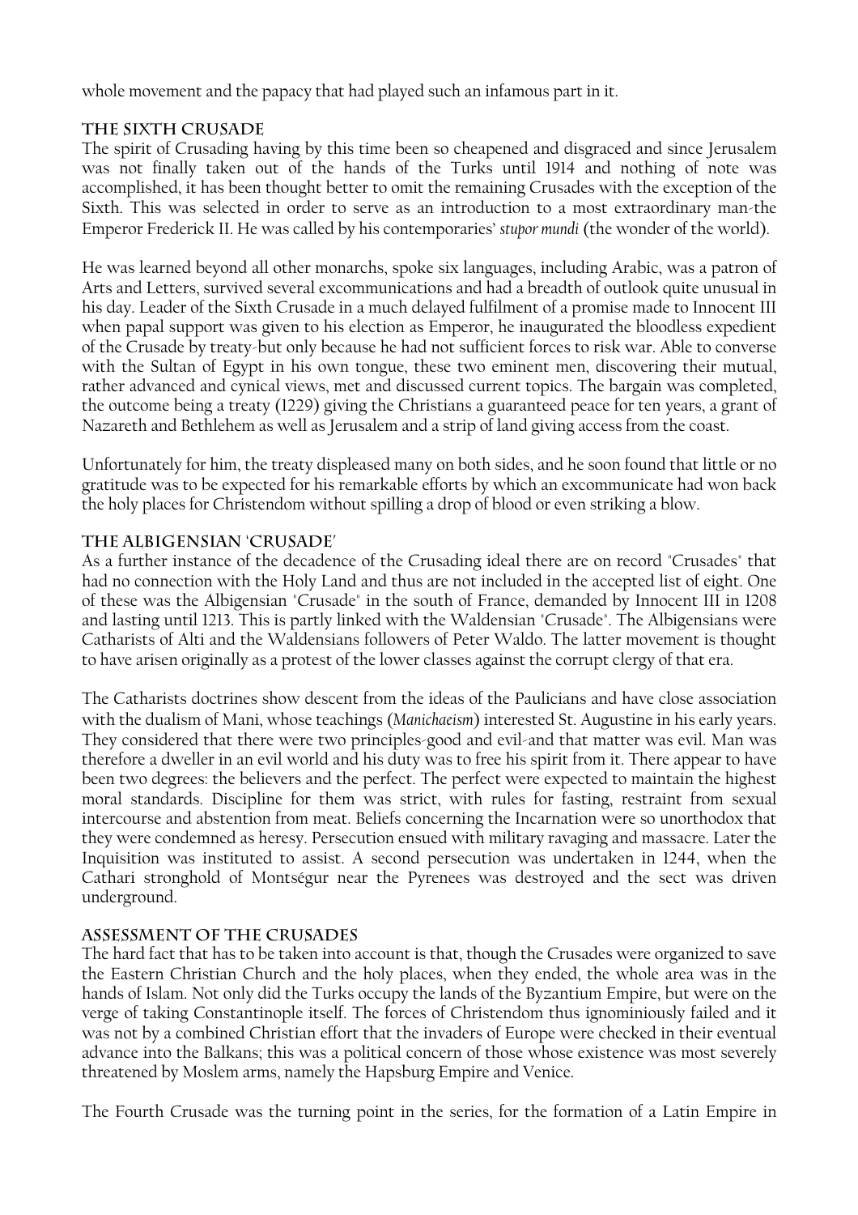whole movement and the papacy that had played such an infamous part in it.

### The Sixth Crusade

The spirit of Crusading having by this time been so cheapened and disgraced and since Jerusalem was not finally taken out of the hands of the Turks until 1914 and nothing of note was accomplished, it has been thought better to omit the remaining Crusades with the exception of the Sixth. This was selected in order to serve as an introduction to a most extraordinary man-the Emperor Frederick II. He was called by his contemporaries' *stupor mundi* (the wonder of the world).

He was learned beyond all other monarchs, spoke six languages, including Arabic, was a patron of Arts and Letters, survived several excommunications and had a breadth of outlook quite unusual in his day. Leader of the Sixth Crusade in a much delayed fulfilment of a promise made to Innocent III when papal support was given to his election as Emperor, he inaugurated the bloodless expedient of the Crusade by treaty-but only because he had not sufficient forces to risk war. Able to converse with the Sultan of Egypt in his own tongue, these two eminent men, discovering their mutual, rather advanced and cynical views, met and discussed current topics. The bargain was completed, the outcome being a treaty (1229) giving the Christians a guaranteed peace for ten years, a grant of Nazareth and Bethlehem as well as Jerusalem and a strip of land giving access from the coast.

Unfortunately for him, the treaty displeased many on both sides, and he soon found that little or no gratitude was to be expected for his remarkable efforts by which an excommunicate had won back the holy places for Christendom without spilling a drop of blood or even striking a blow.

### The Albigensian 'Crusade'

As a further instance of the decadence of the Crusading ideal there are on record "Crusades" that had no connection with the Holy Land and thus are not included in the accepted list of eight. One of these was the Albigensian "Crusade" in the south of France, demanded by Innocent III in 1208 and lasting until 1213. This is partly linked with the Waldensian "Crusade". The Albigensians were Catharists of Alti and the Waldensians followers of Peter Waldo. The latter movement is thought to have arisen originally as a protest of the lower classes against the corrupt clergy of that era.

The Catharists doctrines show descent from the ideas of the Paulicians and have close association with the dualism of Mani, whose teachings (*Manichaeism*) interested St. Augustine in his early years. They considered that there were two principles-good and evil-and that matter was evil. Man was therefore a dweller in an evil world and his duty was to free his spirit from it. There appear to have been two degrees: the believers and the perfect. The perfect were expected to maintain the highest moral standards. Discipline for them was strict, with rules for fasting, restraint from sexual intercourse and abstention from meat. Beliefs concerning the Incarnation were so unorthodox that they were condemned as heresy. Persecution ensued with military ravaging and massacre. Later the Inquisition was instituted to assist. A second persecution was undertaken in 1244, when the Cathari stronghold of Montségur near the Pyrenees was destroyed and the sect was driven underground.

### Assessment of the Crusades

The hard fact that has to be taken into account is that, though the Crusades were organized to save the Eastern Christian Church and the holy places, when they ended, the whole area was in the hands of Islam. Not only did the Turks occupy the lands of the Byzantium Empire, but were on the verge of taking Constantinople itself. The forces of Christendom thus ignominiously failed and it was not by a combined Christian effort that the invaders of Europe were checked in their eventual advance into the Balkans; this was a political concern of those whose existence was most severely threatened by Moslem arms, namely the Hapsburg Empire and Venice.

The Fourth Crusade was the turning point in the series, for the formation of a Latin Empire in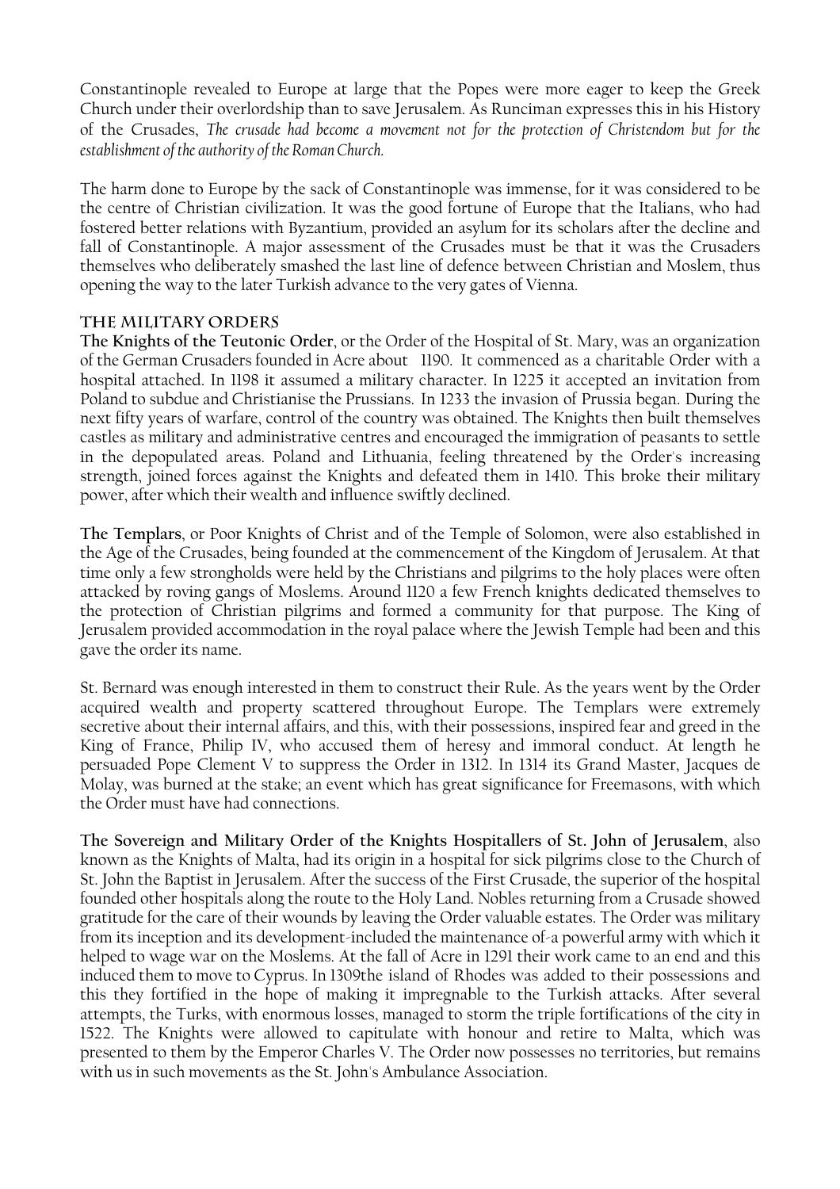Constantinople revealed to Europe at large that the Popes were more eager to keep the Greek Church under their overlordship than to save Jerusalem. As Runciman expresses this in his History of the Crusades, *The crusade had become a movement not for the protection of Christendom but for the establishment of the authority of the Roman Church.*

The harm done to Europe by the sack of Constantinople was immense, for it was considered to be the centre of Christian civilization. It was the good fortune of Europe that the Italians, who had fostered better relations with Byzantium, provided an asylum for its scholars after the decline and fall of Constantinople. A major assessment of the Crusades must be that it was the Crusaders themselves who deliberately smashed the last line of defence between Christian and Moslem, thus opening the way to the later Turkish advance to the very gates of Vienna.

## THE MILITARY ORDERS

**The Knights of the Teutonic Order**, or the Order of the Hospital of St. Mary, was an organization of the German Crusaders founded in Acre about 1190. It commenced as a charitable Order with a hospital attached. In 1198 it assumed a military character. In 1225 it accepted an invitation from Poland to subdue and Christianise the Prussians. In 1233 the invasion of Prussia began. During the next fifty years of warfare, control of the country was obtained. The Knights then built themselves castles as military and administrative centres and encouraged the immigration of peasants to settle in the depopulated areas. Poland and Lithuania, feeling threatened by the Order's increasing strength, joined forces against the Knights and defeated them in 1410. This broke their military power, after which their wealth and influence swiftly declined.

**The Templars**, or Poor Knights of Christ and of the Temple of Solomon, were also established in the Age of the Crusades, being founded at the commencement of the Kingdom of Jerusalem. At that time only a few strongholds were held by the Christians and pilgrims to the holy places were often attacked by roving gangs of Moslems. Around 1120 a few French knights dedicated themselves to the protection of Christian pilgrims and formed a community for that purpose. The King of Jerusalem provided accommodation in the royal palace where the Jewish Temple had been and this gave the order its name.

St. Bernard was enough interested in them to construct their Rule. As the years went by the Order acquired wealth and property scattered throughout Europe. The Templars were extremely secretive about their internal affairs, and this, with their possessions, inspired fear and greed in the King of France, Philip IV, who accused them of heresy and immoral conduct. At length he persuaded Pope Clement V to suppress the Order in 1312. In 1314 its Grand Master, Jacques de Molay, was burned at the stake; an event which has great significance for Freemasons, with which the Order must have had connections.

**The Sovereign and Military Order of the Knights Hospitallers of St. John of Jerusalem**, also known as the Knights of Malta, had its origin in a hospital for sick pilgrims close to the Church of St. John the Baptist in Jerusalem. After the success of the First Crusade, the superior of the hospital founded other hospitals along the route to the Holy Land. Nobles returning from a Crusade showed gratitude for the care of their wounds by leaving the Order valuable estates. The Order was military from its inception and its development-included the maintenance of-a powerful army with which it helped to wage war on the Moslems. At the fall of Acre in 1291 their work came to an end and this induced them to move to Cyprus. In 1309the island of Rhodes was added to their possessions and this they fortified in the hope of making it impregnable to the Turkish attacks. After several attempts, the Turks, with enormous losses, managed to storm the triple fortifications of the city in 1522. The Knights were allowed to capitulate with honour and retire to Malta, which was presented to them by the Emperor Charles V. The Order now possesses no territories, but remains with us in such movements as the St. John's Ambulance Association.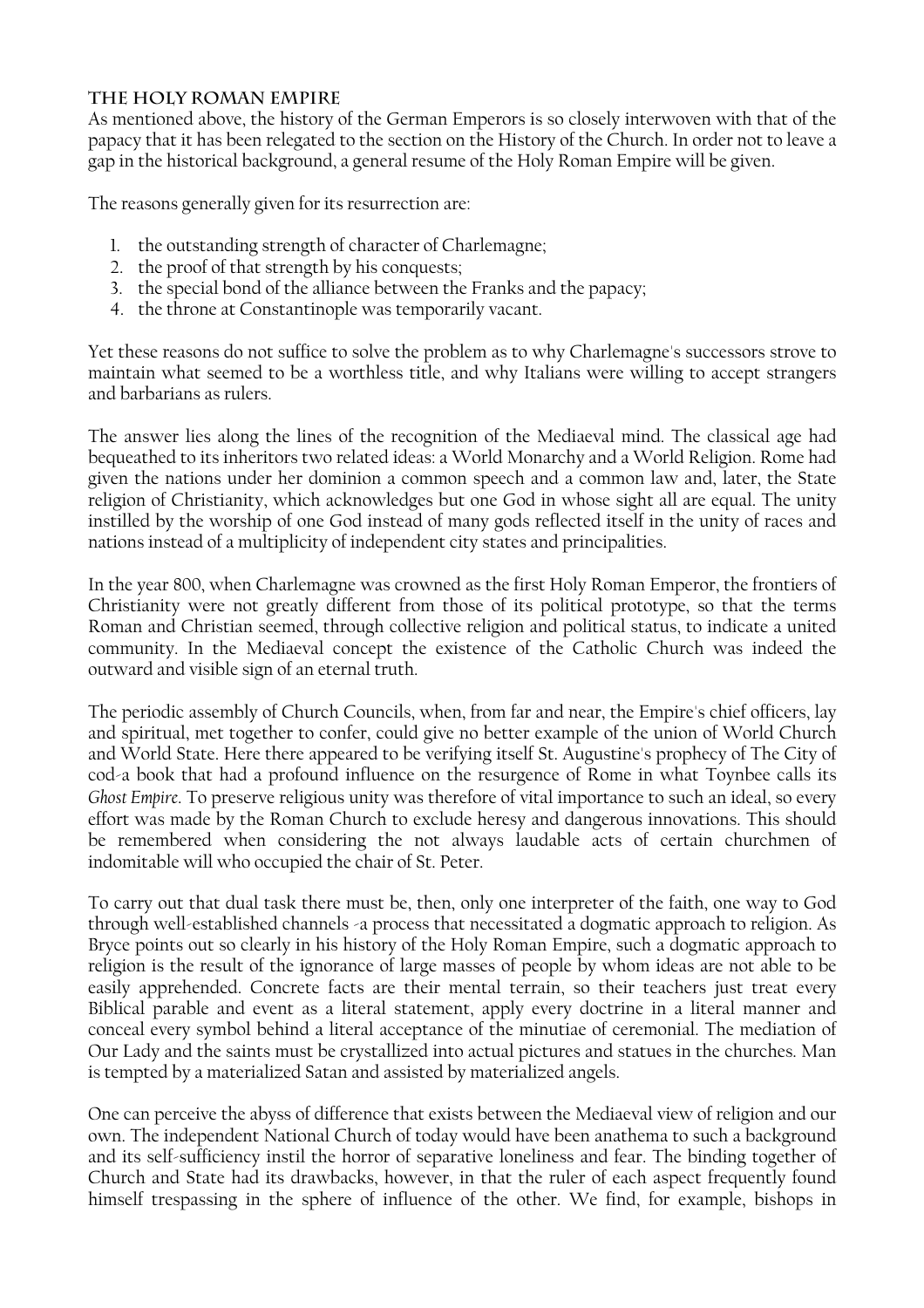## THE HOLY ROMAN EMPIRE

As mentioned above, the history of the German Emperors is so closely interwoven with that of the papacy that it has been relegated to the section on the History of the Church. In order not to leave a gap in the historical background, a general resume of the Holy Roman Empire will be given.

The reasons generally given for its resurrection are:

1. the outstanding strength of character of Charlemagne;
2. the proof of that strength by his conquests;
3. the special bond of the alliance between the Franks and the papacy;
4. the throne at Constantinople was temporarily vacant.

Yet these reasons do not suffice to solve the problem as to why Charlemagne's successors strove to maintain what seemed to be a worthless title, and why Italians were willing to accept strangers and barbarians as rulers.

The answer lies along the lines of the recognition of the Mediaeval mind. The classical age had bequeathed to its inheritors two related ideas: a World Monarchy and a World Religion. Rome had given the nations under her dominion a common speech and a common law and, later, the State religion of Christianity, which acknowledges but one God in whose sight all are equal. The unity instilled by the worship of one God instead of many gods reflected itself in the unity of races and nations instead of a multiplicity of independent city states and principalities.

In the year 800, when Charlemagne was crowned as the first Holy Roman Emperor, the frontiers of Christianity were not greatly different from those of its political prototype, so that the terms Roman and Christian seemed, through collective religion and political status, to indicate a united community. In the Mediaeval concept the existence of the Catholic Church was indeed the outward and visible sign of an eternal truth.

The periodic assembly of Church Councils, when, from far and near, the Empire's chief officers, lay and spiritual, met together to confer, could give no better example of the union of World Church and World State. Here there appeared to be verifying itself St. Augustine's prophecy of The City of cod-a book that had a profound influence on the resurgence of Rome in what Toynbee calls its *Ghost Empire*. To preserve religious unity was therefore of vital importance to such an ideal, so every effort was made by the Roman Church to exclude heresy and dangerous innovations. This should be remembered when considering the not always laudable acts of certain churchmen of indomitable will who occupied the chair of St. Peter.

To carry out that dual task there must be, then, only one interpreter of the faith, one way to God through well-established channels -a process that necessitated a dogmatic approach to religion. As Bryce points out so clearly in his history of the Holy Roman Empire, such a dogmatic approach to religion is the result of the ignorance of large masses of people by whom ideas are not able to be easily apprehended. Concrete facts are their mental terrain, so their teachers just treat every Biblical parable and event as a literal statement, apply every doctrine in a literal manner and conceal every symbol behind a literal acceptance of the minutiae of ceremonial. The mediation of Our Lady and the saints must be crystallized into actual pictures and statues in the churches. Man is tempted by a materialized Satan and assisted by materialized angels.

One can perceive the abyss of difference that exists between the Mediaeval view of religion and our own. The independent National Church of today would have been anathema to such a background and its self-sufficiency instil the horror of separative loneliness and fear. The binding together of Church and State had its drawbacks, however, in that the ruler of each aspect frequently found himself trespassing in the sphere of influence of the other. We find, for example, bishops in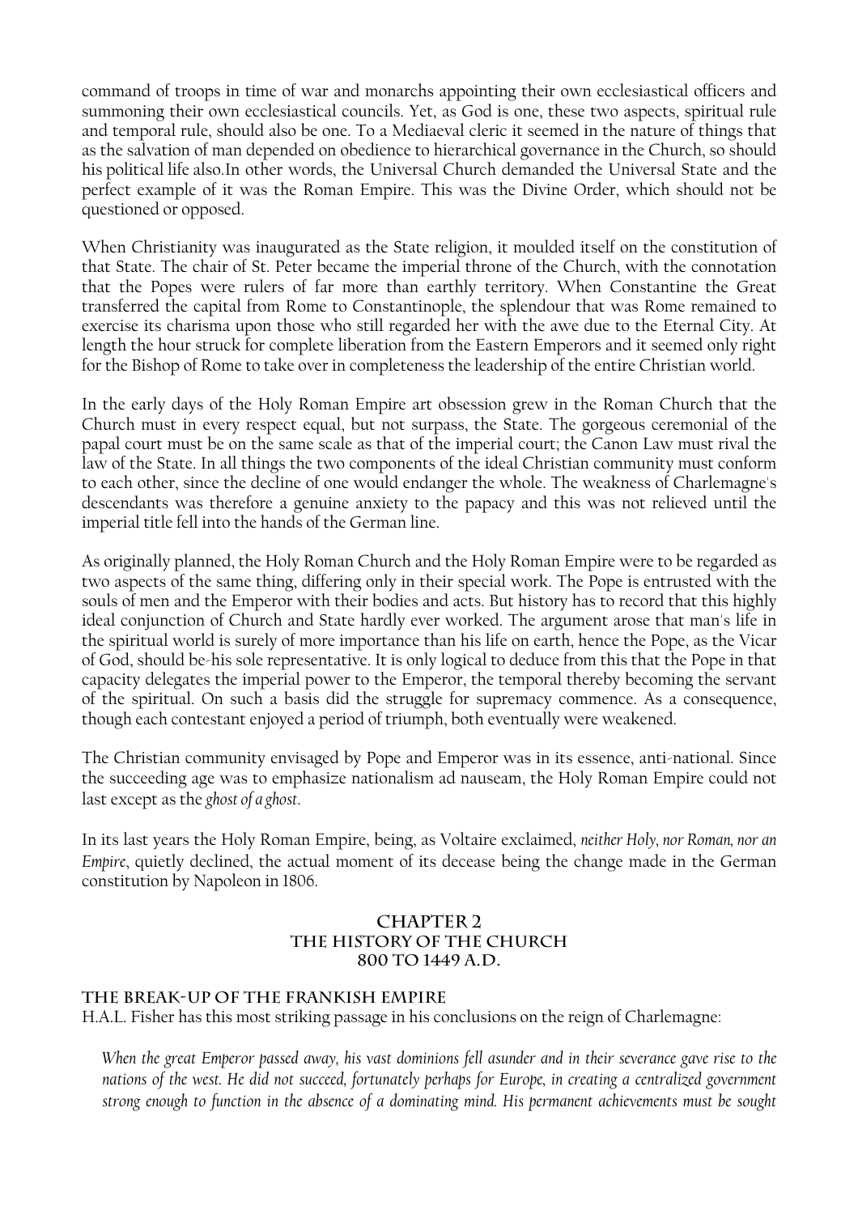command of troops in time of war and monarchs appointing their own ecclesiastical officers and summoning their own ecclesiastical councils. Yet, as God is one, these two aspects, spiritual rule and temporal rule, should also be one. To a Mediaeval cleric it seemed in the nature of things that as the salvation of man depended on obedience to hierarchical governance in the Church, so should his political life also.In other words, the Universal Church demanded the Universal State and the perfect example of it was the Roman Empire. This was the Divine Order, which should not be questioned or opposed.

When Christianity was inaugurated as the State religion, it moulded itself on the constitution of that State. The chair of St. Peter became the imperial throne of the Church, with the connotation that the Popes were rulers of far more than earthly territory. When Constantine the Great transferred the capital from Rome to Constantinople, the splendour that was Rome remained to exercise its charisma upon those who still regarded her with the awe due to the Eternal City. At length the hour struck for complete liberation from the Eastern Emperors and it seemed only right for the Bishop of Rome to take over in completeness the leadership of the entire Christian world.

In the early days of the Holy Roman Empire art obsession grew in the Roman Church that the Church must in every respect equal, but not surpass, the State. The gorgeous ceremonial of the papal court must be on the same scale as that of the imperial court; the Canon Law must rival the law of the State. In all things the two components of the ideal Christian community must conform to each other, since the decline of one would endanger the whole. The weakness of Charlemagne's descendants was therefore a genuine anxiety to the papacy and this was not relieved until the imperial title fell into the hands of the German line.

As originally planned, the Holy Roman Church and the Holy Roman Empire were to be regarded as two aspects of the same thing, differing only in their special work. The Pope is entrusted with the souls of men and the Emperor with their bodies and acts. But history has to record that this highly ideal conjunction of Church and State hardly ever worked. The argument arose that man's life in the spiritual world is surely of more importance than his life on earth, hence the Pope, as the Vicar of God, should be-his sole representative. It is only logical to deduce from this that the Pope in that capacity delegates the imperial power to the Emperor, the temporal thereby becoming the servant of the spiritual. On such a basis did the struggle for supremacy commence. As a consequence, though each contestant enjoyed a period of triumph, both eventually were weakened.

The Christian community envisaged by Pope and Emperor was in its essence, anti-national. Since the succeeding age was to emphasize nationalism ad nauseam, the Holy Roman Empire could not last except as the *ghost of a ghost*.

In its last years the Holy Roman Empire, being, as Voltaire exclaimed, *neither Holy, nor Roman, nor an Empire*, quietly declined, the actual moment of its decease being the change made in the German constitution by Napoleon in 1806.

## CHAPTER 2
## THE HISTORY OF THE CHURCH
## 800 TO 1449 A.D.

### THE BREAK-UP OF THE FRANKISH EMPIRE

H.A.L. Fisher has this most striking passage in his conclusions on the reign of Charlemagne:

> *When the great Emperor passed away, his vast dominions fell asunder and in their severance gave rise to the nations of the west. He did not succeed, fortunately perhaps for Europe, in creating a centralized government strong enough to function in the absence of a dominating mind. His permanent achievements must be sought*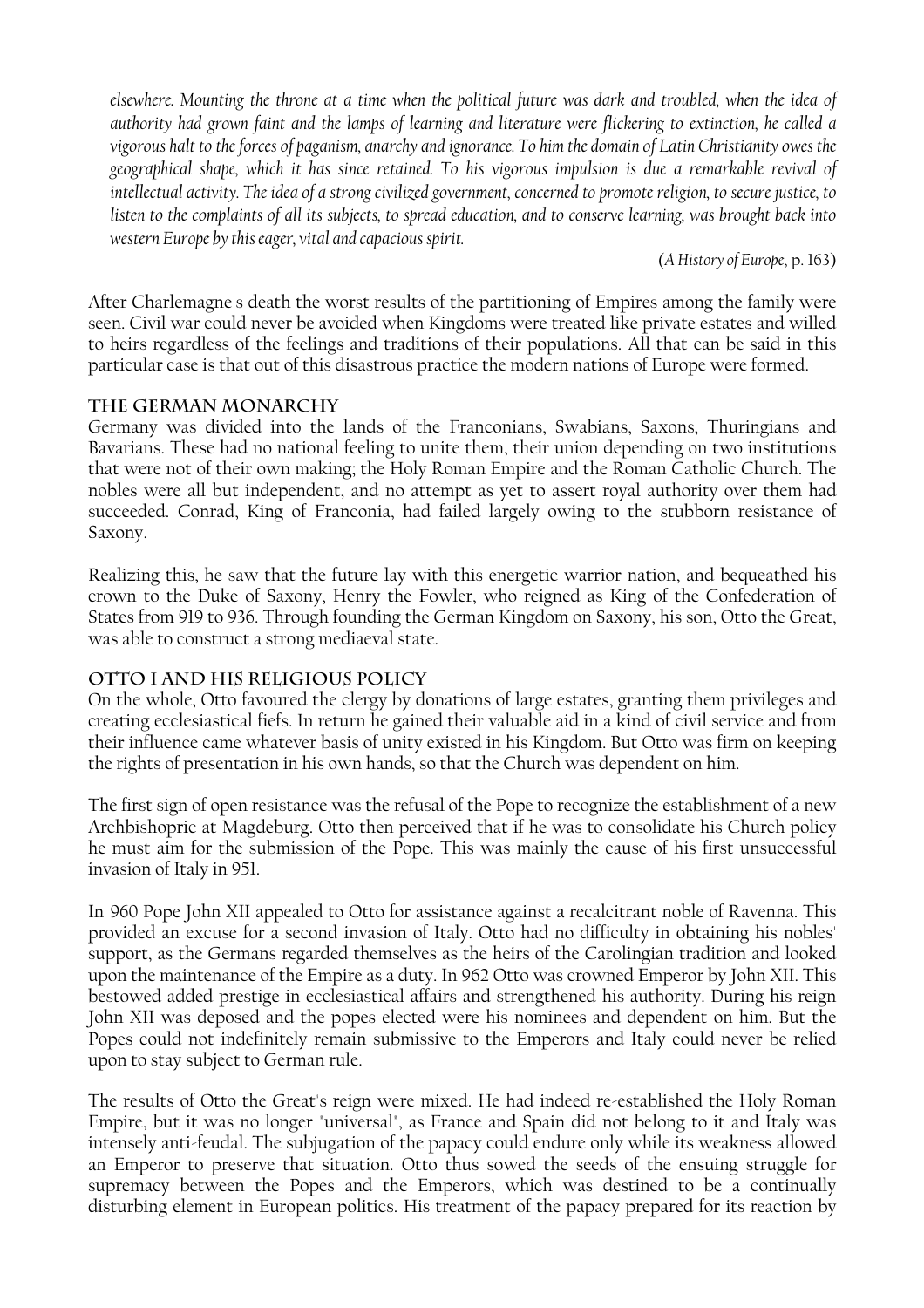*elsewhere. Mounting the throne at a time when the political future was dark and troubled, when the idea of authority had grown faint and the lamps of learning and literature were flickering to extinction, he called a vigorous halt to the forces of paganism, anarchy and ignorance. To him the domain of Latin Christianity owes the geographical shape, which it has since retained. To his vigorous impulsion is due a remarkable revival of intellectual activity. The idea of a strong civilized government, concerned to promote religion, to secure justice, to listen to the complaints of all its subjects, to spread education, and to conserve learning, was brought back into western Europe by this eager, vital and capacious spirit.*

(*A History of Europe*, p. 163)

After Charlemagne's death the worst results of the partitioning of Empires among the family were seen. Civil war could never be avoided when Kingdoms were treated like private estates and willed to heirs regardless of the feelings and traditions of their populations. All that can be said in this particular case is that out of this disastrous practice the modern nations of Europe were formed.

### The German Monarchy

Germany was divided into the lands of the Franconians, Swabians, Saxons, Thuringians and Bavarians. These had no national feeling to unite them, their union depending on two institutions that were not of their own making; the Holy Roman Empire and the Roman Catholic Church. The nobles were all but independent, and no attempt as yet to assert royal authority over them had succeeded. Conrad, King of Franconia, had failed largely owing to the stubborn resistance of Saxony.

Realizing this, he saw that the future lay with this energetic warrior nation, and bequeathed his crown to the Duke of Saxony, Henry the Fowler, who reigned as King of the Confederation of States from 919 to 936. Through founding the German Kingdom on Saxony, his son, Otto the Great, was able to construct a strong mediaeval state.

### Otto I and his Religious Policy

On the whole, Otto favoured the clergy by donations of large estates, granting them privileges and creating ecclesiastical fiefs. In return he gained their valuable aid in a kind of civil service and from their influence came whatever basis of unity existed in his Kingdom. But Otto was firm on keeping the rights of presentation in his own hands, so that the Church was dependent on him.

The first sign of open resistance was the refusal of the Pope to recognize the establishment of a new Archbishopric at Magdeburg. Otto then perceived that if he was to consolidate his Church policy he must aim for the submission of the Pope. This was mainly the cause of his first unsuccessful invasion of Italy in 951.

In 960 Pope John XII appealed to Otto for assistance against a recalcitrant noble of Ravenna. This provided an excuse for a second invasion of Italy. Otto had no difficulty in obtaining his nobles' support, as the Germans regarded themselves as the heirs of the Carolingian tradition and looked upon the maintenance of the Empire as a duty. In 962 Otto was crowned Emperor by John XII. This bestowed added prestige in ecclesiastical affairs and strengthened his authority. During his reign John XII was deposed and the popes elected were his nominees and dependent on him. But the Popes could not indefinitely remain submissive to the Emperors and Italy could never be relied upon to stay subject to German rule.

The results of Otto the Great's reign were mixed. He had indeed re-established the Holy Roman Empire, but it was no longer "universal", as France and Spain did not belong to it and Italy was intensely anti-feudal. The subjugation of the papacy could endure only while its weakness allowed an Emperor to preserve that situation. Otto thus sowed the seeds of the ensuing struggle for supremacy between the Popes and the Emperors, which was destined to be a continually disturbing element in European politics. His treatment of the papacy prepared for its reaction by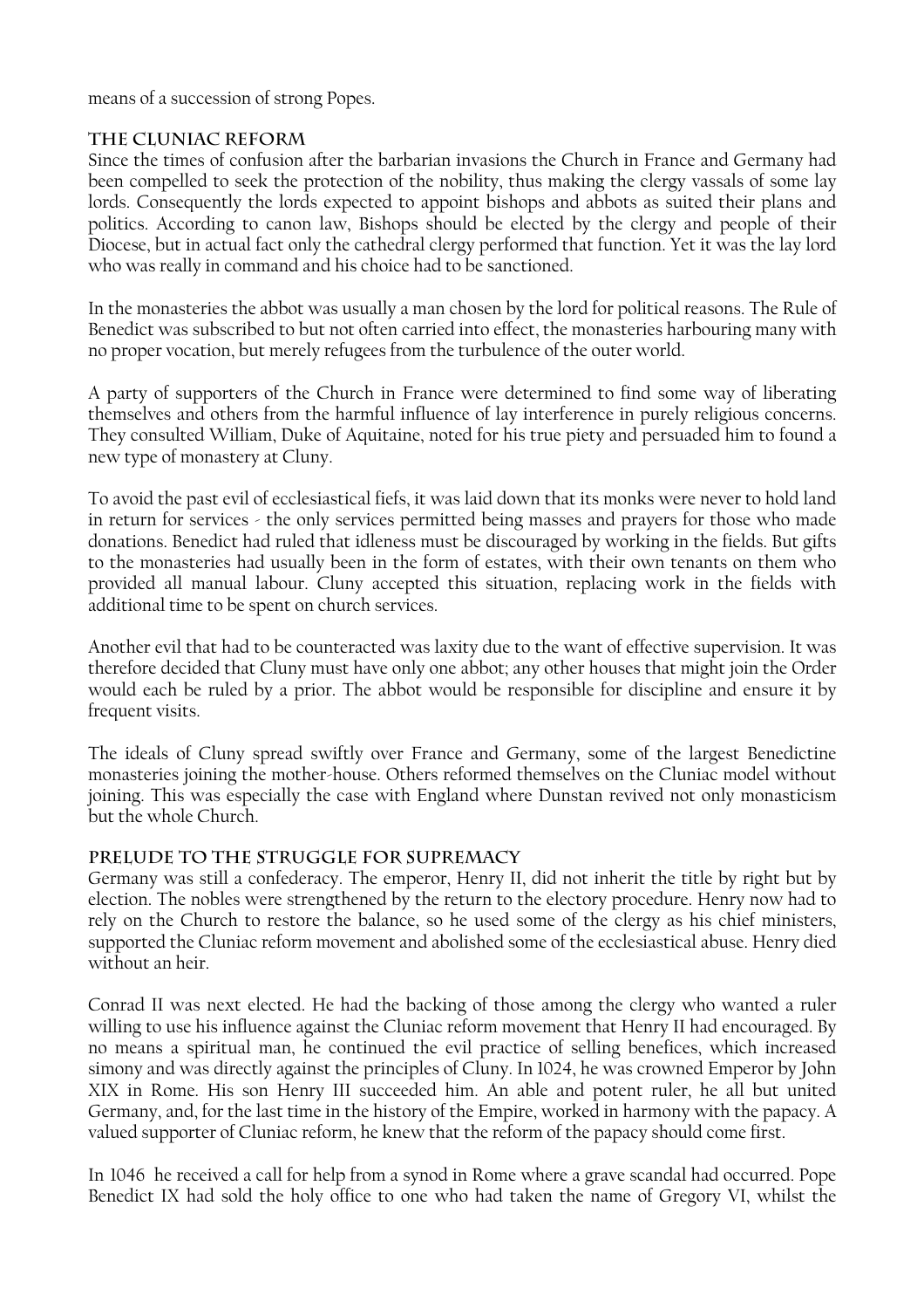means of a succession of strong Popes.

## The Cluniac Reform

Since the times of confusion after the barbarian invasions the Church in France and Germany had been compelled to seek the protection of the nobility, thus making the clergy vassals of some lay lords. Consequently the lords expected to appoint bishops and abbots as suited their plans and politics. According to canon law, Bishops should be elected by the clergy and people of their Diocese, but in actual fact only the cathedral clergy performed that function. Yet it was the lay lord who was really in command and his choice had to be sanctioned.

In the monasteries the abbot was usually a man chosen by the lord for political reasons. The Rule of Benedict was subscribed to but not often carried into effect, the monasteries harbouring many with no proper vocation, but merely refugees from the turbulence of the outer world.

A party of supporters of the Church in France were determined to find some way of liberating themselves and others from the harmful influence of lay interference in purely religious concerns. They consulted William, Duke of Aquitaine, noted for his true piety and persuaded him to found a new type of monastery at Cluny.

To avoid the past evil of ecclesiastical fiefs, it was laid down that its monks were never to hold land in return for services - the only services permitted being masses and prayers for those who made donations. Benedict had ruled that idleness must be discouraged by working in the fields. But gifts to the monasteries had usually been in the form of estates, with their own tenants on them who provided all manual labour. Cluny accepted this situation, replacing work in the fields with additional time to be spent on church services.

Another evil that had to be counteracted was laxity due to the want of effective supervision. It was therefore decided that Cluny must have only one abbot; any other houses that might join the Order would each be ruled by a prior. The abbot would be responsible for discipline and ensure it by frequent visits.

The ideals of Cluny spread swiftly over France and Germany, some of the largest Benedictine monasteries joining the mother-house. Others reformed themselves on the Cluniac model without joining. This was especially the case with England where Dunstan revived not only monasticism but the whole Church.

## Prelude to the Struggle for Supremacy

Germany was still a confederacy. The emperor, Henry II, did not inherit the title by right but by election. The nobles were strengthened by the return to the electory procedure. Henry now had to rely on the Church to restore the balance, so he used some of the clergy as his chief ministers, supported the Cluniac reform movement and abolished some of the ecclesiastical abuse. Henry died without an heir.

Conrad II was next elected. He had the backing of those among the clergy who wanted a ruler willing to use his influence against the Cluniac reform movement that Henry II had encouraged. By no means a spiritual man, he continued the evil practice of selling benefices, which increased simony and was directly against the principles of Cluny. In 1024, he was crowned Emperor by John XIX in Rome. His son Henry III succeeded him. An able and potent ruler, he all but united Germany, and, for the last time in the history of the Empire, worked in harmony with the papacy. A valued supporter of Cluniac reform, he knew that the reform of the papacy should come first.

In 1046 he received a call for help from a synod in Rome where a grave scandal had occurred. Pope Benedict IX had sold the holy office to one who had taken the name of Gregory VI, whilst the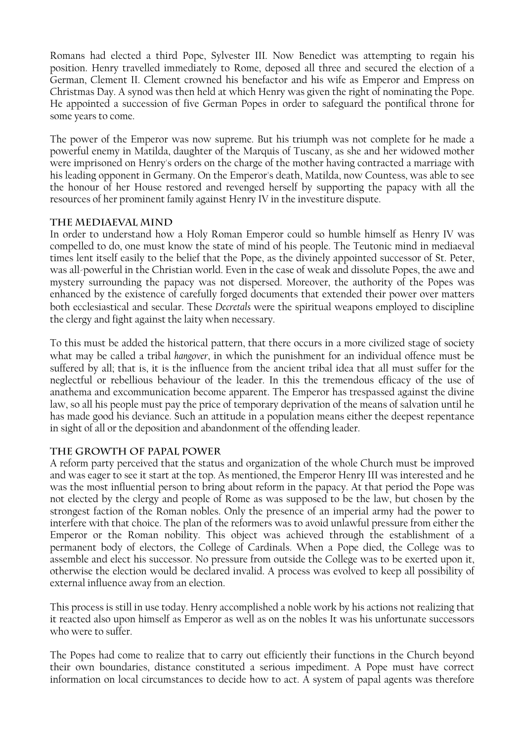Romans had elected a third Pope, Sylvester III. Now Benedict was attempting to regain his position. Henry travelled immediately to Rome, deposed all three and secured the election of a German, Clement II. Clement crowned his benefactor and his wife as Emperor and Empress on Christmas Day. A synod was then held at which Henry was given the right of nominating the Pope. He appointed a succession of five German Popes in order to safeguard the pontifical throne for some years to come.

The power of the Emperor was now supreme. But his triumph was not complete for he made a powerful enemy in Matilda, daughter of the Marquis of Tuscany, as she and her widowed mother were imprisoned on Henry's orders on the charge of the mother having contracted a marriage with his leading opponent in Germany. On the Emperor's death, Matilda, now Countess, was able to see the honour of her House restored and revenged herself by supporting the papacy with all the resources of her prominent family against Henry IV in the investiture dispute.

### The Mediaeval Mind

In order to understand how a Holy Roman Emperor could so humble himself as Henry IV was compelled to do, one must know the state of mind of his people. The Teutonic mind in mediaeval times lent itself easily to the belief that the Pope, as the divinely appointed successor of St. Peter, was all-powerful in the Christian world. Even in the case of weak and dissolute Popes, the awe and mystery surrounding the papacy was not dispersed. Moreover, the authority of the Popes was enhanced by the existence of carefully forged documents that extended their power over matters both ecclesiastical and secular. These *Decretals* were the spiritual weapons employed to discipline the clergy and fight against the laity when necessary.

To this must be added the historical pattern, that there occurs in a more civilized stage of society what may be called a tribal *hangover*, in which the punishment for an individual offence must be suffered by all; that is, it is the influence from the ancient tribal idea that all must suffer for the neglectful or rebellious behaviour of the leader. In this the tremendous efficacy of the use of anathema and excommunication become apparent. The Emperor has trespassed against the divine law, so all his people must pay the price of temporary deprivation of the means of salvation until he has made good his deviance. Such an attitude in a population means either the deepest repentance in sight of all or the deposition and abandonment of the offending leader.

### The Growth of Papal Power

A reform party perceived that the status and organization of the whole Church must be improved and was eager to see it start at the top. As mentioned, the Emperor Henry III was interested and he was the most influential person to bring about reform in the papacy. At that period the Pope was not elected by the clergy and people of Rome as was supposed to be the law, but chosen by the strongest faction of the Roman nobles. Only the presence of an imperial army had the power to interfere with that choice. The plan of the reformers was to avoid unlawful pressure from either the Emperor or the Roman nobility. This object was achieved through the establishment of a permanent body of electors, the College of Cardinals. When a Pope died, the College was to assemble and elect his successor. No pressure from outside the College was to be exerted upon it, otherwise the election would be declared invalid. A process was evolved to keep all possibility of external influence away from an election.

This process is still in use today. Henry accomplished a noble work by his actions not realizing that it reacted also upon himself as Emperor as well as on the nobles It was his unfortunate successors who were to suffer.

The Popes had come to realize that to carry out efficiently their functions in the Church beyond their own boundaries, distance constituted a serious impediment. A Pope must have correct information on local circumstances to decide how to act. A system of papal agents was therefore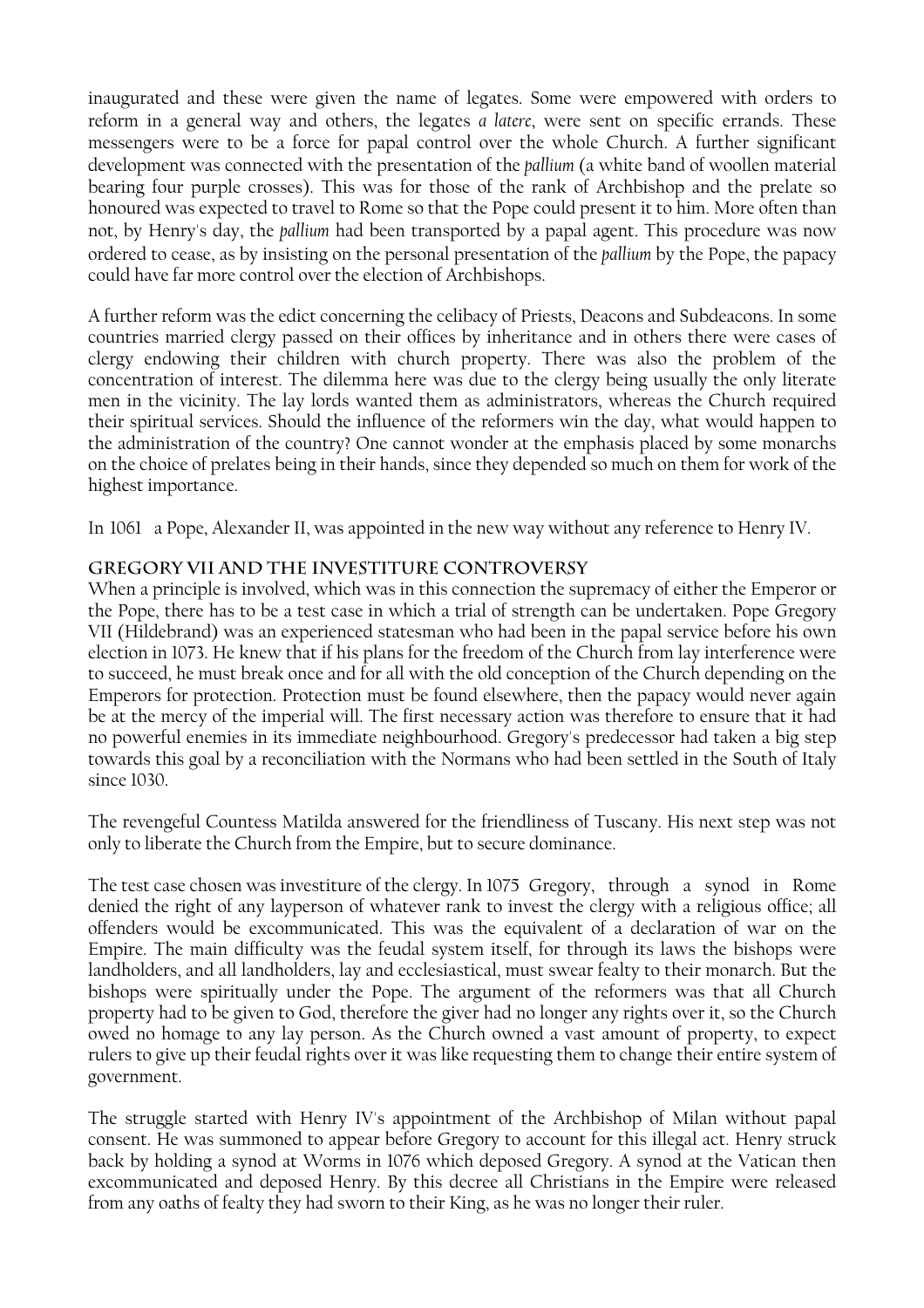inaugurated and these were given the name of legates. Some were empowered with orders to reform in a general way and others, the legates *a latere*, were sent on specific errands. These messengers were to be a force for papal control over the whole Church. A further significant development was connected with the presentation of the *pallium* (a white band of woollen material bearing four purple crosses). This was for those of the rank of Archbishop and the prelate so honoured was expected to travel to Rome so that the Pope could present it to him. More often than not, by Henry's day, the *pallium* had been transported by a papal agent. This procedure was now ordered to cease, as by insisting on the personal presentation of the *pallium* by the Pope, the papacy could have far more control over the election of Archbishops.

A further reform was the edict concerning the celibacy of Priests, Deacons and Subdeacons. In some countries married clergy passed on their offices by inheritance and in others there were cases of clergy endowing their children with church property. There was also the problem of the concentration of interest. The dilemma here was due to the clergy being usually the only literate men in the vicinity. The lay lords wanted them as administrators, whereas the Church required their spiritual services. Should the influence of the reformers win the day, what would happen to the administration of the country? One cannot wonder at the emphasis placed by some monarchs on the choice of prelates being in their hands, since they depended so much on them for work of the highest importance.

In 1061 a Pope, Alexander II, was appointed in the new way without any reference to Henry IV.

## Gregory VII and the Investiture Controversy

When a principle is involved, which was in this connection the supremacy of either the Emperor or the Pope, there has to be a test case in which a trial of strength can be undertaken. Pope Gregory VII (Hildebrand) was an experienced statesman who had been in the papal service before his own election in 1073. He knew that if his plans for the freedom of the Church from lay interference were to succeed, he must break once and for all with the old conception of the Church depending on the Emperors for protection. Protection must be found elsewhere, then the papacy would never again be at the mercy of the imperial will. The first necessary action was therefore to ensure that it had no powerful enemies in its immediate neighbourhood. Gregory's predecessor had taken a big step towards this goal by a reconciliation with the Normans who had been settled in the South of Italy since 1030.

The revengeful Countess Matilda answered for the friendliness of Tuscany. His next step was not only to liberate the Church from the Empire, but to secure dominance.

The test case chosen was investiture of the clergy. In 1075 Gregory, through a synod in Rome denied the right of any layperson of whatever rank to invest the clergy with a religious office; all offenders would be excommunicated. This was the equivalent of a declaration of war on the Empire. The main difficulty was the feudal system itself, for through its laws the bishops were landholders, and all landholders, lay and ecclesiastical, must swear fealty to their monarch. But the bishops were spiritually under the Pope. The argument of the reformers was that all Church property had to be given to God, therefore the giver had no longer any rights over it, so the Church owed no homage to any lay person. As the Church owned a vast amount of property, to expect rulers to give up their feudal rights over it was like requesting them to change their entire system of government.

The struggle started with Henry IV's appointment of the Archbishop of Milan without papal consent. He was summoned to appear before Gregory to account for this illegal act. Henry struck back by holding a synod at Worms in 1076 which deposed Gregory. A synod at the Vatican then excommunicated and deposed Henry. By this decree all Christians in the Empire were released from any oaths of fealty they had sworn to their King, as he was no longer their ruler.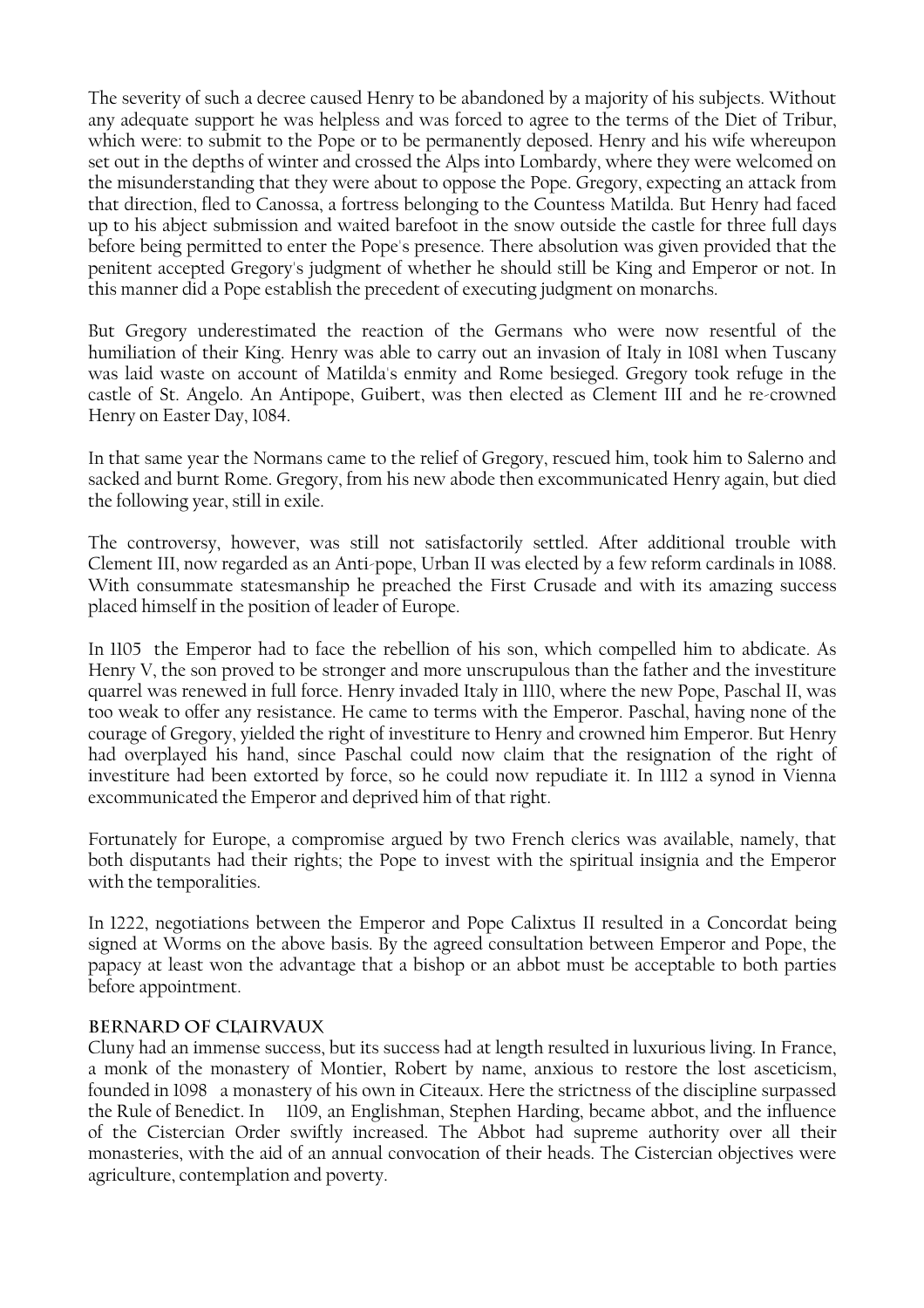The severity of such a decree caused Henry to be abandoned by a majority of his subjects. Without any adequate support he was helpless and was forced to agree to the terms of the Diet of Tribur, which were: to submit to the Pope or to be permanently deposed. Henry and his wife whereupon set out in the depths of winter and crossed the Alps into Lombardy, where they were welcomed on the misunderstanding that they were about to oppose the Pope. Gregory, expecting an attack from that direction, fled to Canossa, a fortress belonging to the Countess Matilda. But Henry had faced up to his abject submission and waited barefoot in the snow outside the castle for three full days before being permitted to enter the Pope's presence. There absolution was given provided that the penitent accepted Gregory's judgment of whether he should still be King and Emperor or not. In this manner did a Pope establish the precedent of executing judgment on monarchs.

But Gregory underestimated the reaction of the Germans who were now resentful of the humiliation of their King. Henry was able to carry out an invasion of Italy in 1081 when Tuscany was laid waste on account of Matilda's enmity and Rome besieged. Gregory took refuge in the castle of St. Angelo. An Antipope, Guibert, was then elected as Clement III and he re-crowned Henry on Easter Day, 1084.

In that same year the Normans came to the relief of Gregory, rescued him, took him to Salerno and sacked and burnt Rome. Gregory, from his new abode then excommunicated Henry again, but died the following year, still in exile.

The controversy, however, was still not satisfactorily settled. After additional trouble with Clement III, now regarded as an Anti-pope, Urban II was elected by a few reform cardinals in 1088. With consummate statesmanship he preached the First Crusade and with its amazing success placed himself in the position of leader of Europe.

In 1105 the Emperor had to face the rebellion of his son, which compelled him to abdicate. As Henry V, the son proved to be stronger and more unscrupulous than the father and the investiture quarrel was renewed in full force. Henry invaded Italy in 1110, where the new Pope, Paschal II, was too weak to offer any resistance. He came to terms with the Emperor. Paschal, having none of the courage of Gregory, yielded the right of investiture to Henry and crowned him Emperor. But Henry had overplayed his hand, since Paschal could now claim that the resignation of the right of investiture had been extorted by force, so he could now repudiate it. In 1112 a synod in Vienna excommunicated the Emperor and deprived him of that right.

Fortunately for Europe, a compromise argued by two French clerics was available, namely, that both disputants had their rights; the Pope to invest with the spiritual insignia and the Emperor with the temporalities.

In 1222, negotiations between the Emperor and Pope Calixtus II resulted in a Concordat being signed at Worms on the above basis. By the agreed consultation between Emperor and Pope, the papacy at least won the advantage that a bishop or an abbot must be acceptable to both parties before appointment.

### BERNARD OF CLAIRVAUX

Cluny had an immense success, but its success had at length resulted in luxurious living. In France, a monk of the monastery of Montier, Robert by name, anxious to restore the lost asceticism, founded in 1098 a monastery of his own in Citeaux. Here the strictness of the discipline surpassed the Rule of Benedict. In 1109, an Englishman, Stephen Harding, became abbot, and the influence of the Cistercian Order swiftly increased. The Abbot had supreme authority over all their monasteries, with the aid of an annual convocation of their heads. The Cistercian objectives were agriculture, contemplation and poverty.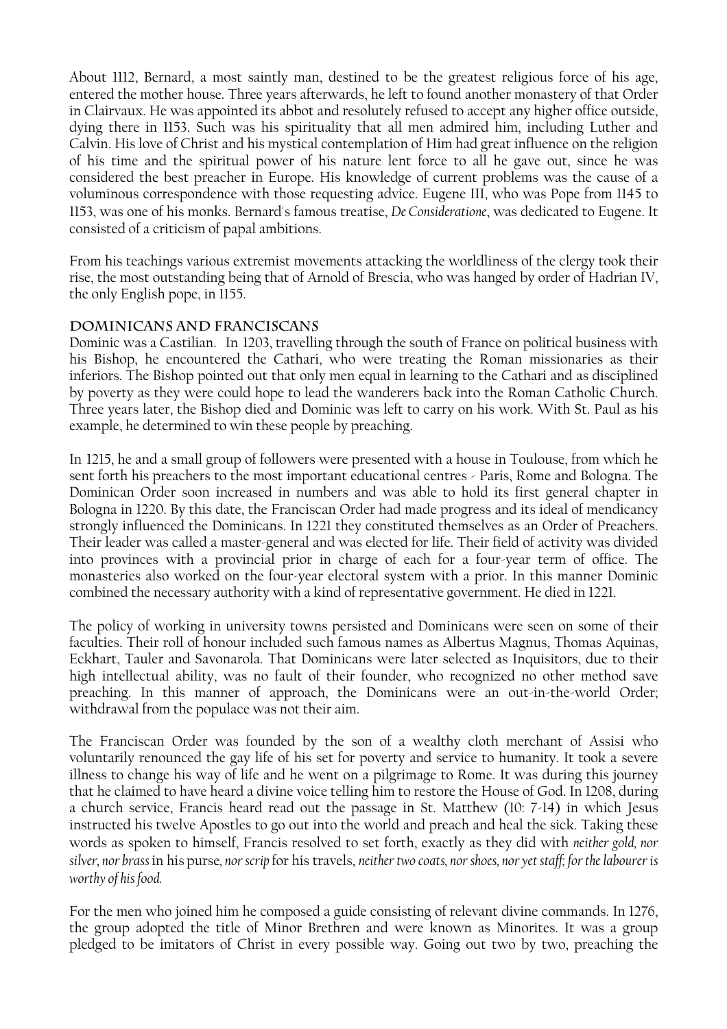About 1112, Bernard, a most saintly man, destined to be the greatest religious force of his age, entered the mother house. Three years afterwards, he left to found another monastery of that Order in Clairvaux. He was appointed its abbot and resolutely refused to accept any higher office outside, dying there in 1153. Such was his spirituality that all men admired him, including Luther and Calvin. His love of Christ and his mystical contemplation of Him had great influence on the religion of his time and the spiritual power of his nature lent force to all he gave out, since he was considered the best preacher in Europe. His knowledge of current problems was the cause of a voluminous correspondence with those requesting advice. Eugene III, who was Pope from 1145 to 1153, was one of his monks. Bernard's famous treatise, *De Consideratione*, was dedicated to Eugene. It consisted of a criticism of papal ambitions.

From his teachings various extremist movements attacking the worldliness of the clergy took their rise, the most outstanding being that of Arnold of Brescia, who was hanged by order of Hadrian IV, the only English pope, in 1155.

### DOMINICANS AND FRANCISCANS

Dominic was a Castilian. In 1203, travelling through the south of France on political business with his Bishop, he encountered the Cathari, who were treating the Roman missionaries as their inferiors. The Bishop pointed out that only men equal in learning to the Cathari and as disciplined by poverty as they were could hope to lead the wanderers back into the Roman Catholic Church. Three years later, the Bishop died and Dominic was left to carry on his work. With St. Paul as his example, he determined to win these people by preaching.

In 1215, he and a small group of followers were presented with a house in Toulouse, from which he sent forth his preachers to the most important educational centres - Paris, Rome and Bologna. The Dominican Order soon increased in numbers and was able to hold its first general chapter in Bologna in 1220. By this date, the Franciscan Order had made progress and its ideal of mendicancy strongly influenced the Dominicans. In 1221 they constituted themselves as an Order of Preachers. Their leader was called a master-general and was elected for life. Their field of activity was divided into provinces with a provincial prior in charge of each for a four-year term of office. The monasteries also worked on the four-year electoral system with a prior. In this manner Dominic combined the necessary authority with a kind of representative government. He died in 1221.

The policy of working in university towns persisted and Dominicans were seen on some of their faculties. Their roll of honour included such famous names as Albertus Magnus, Thomas Aquinas, Eckhart, Tauler and Savonarola. That Dominicans were later selected as Inquisitors, due to their high intellectual ability, was no fault of their founder, who recognized no other method save preaching. In this manner of approach, the Dominicans were an out-in-the-world Order; withdrawal from the populace was not their aim.

The Franciscan Order was founded by the son of a wealthy cloth merchant of Assisi who voluntarily renounced the gay life of his set for poverty and service to humanity. It took a severe illness to change his way of life and he went on a pilgrimage to Rome. It was during this journey that he claimed to have heard a divine voice telling him to restore the House of God. In 1208, during a church service, Francis heard read out the passage in St. Matthew (10: 7-14) in which Jesus instructed his twelve Apostles to go out into the world and preach and heal the sick. Taking these words as spoken to himself, Francis resolved to set forth, exactly as they did with *neither gold, nor silver, nor brass* in his purse, *nor scrip* for his travels, *neither two coats, nor shoes, nor yet staff; for the labourer is worthy of his food.*

For the men who joined him he composed a guide consisting of relevant divine commands. In 1276, the group adopted the title of Minor Brethren and were known as Minorites. It was a group pledged to be imitators of Christ in every possible way. Going out two by two, preaching the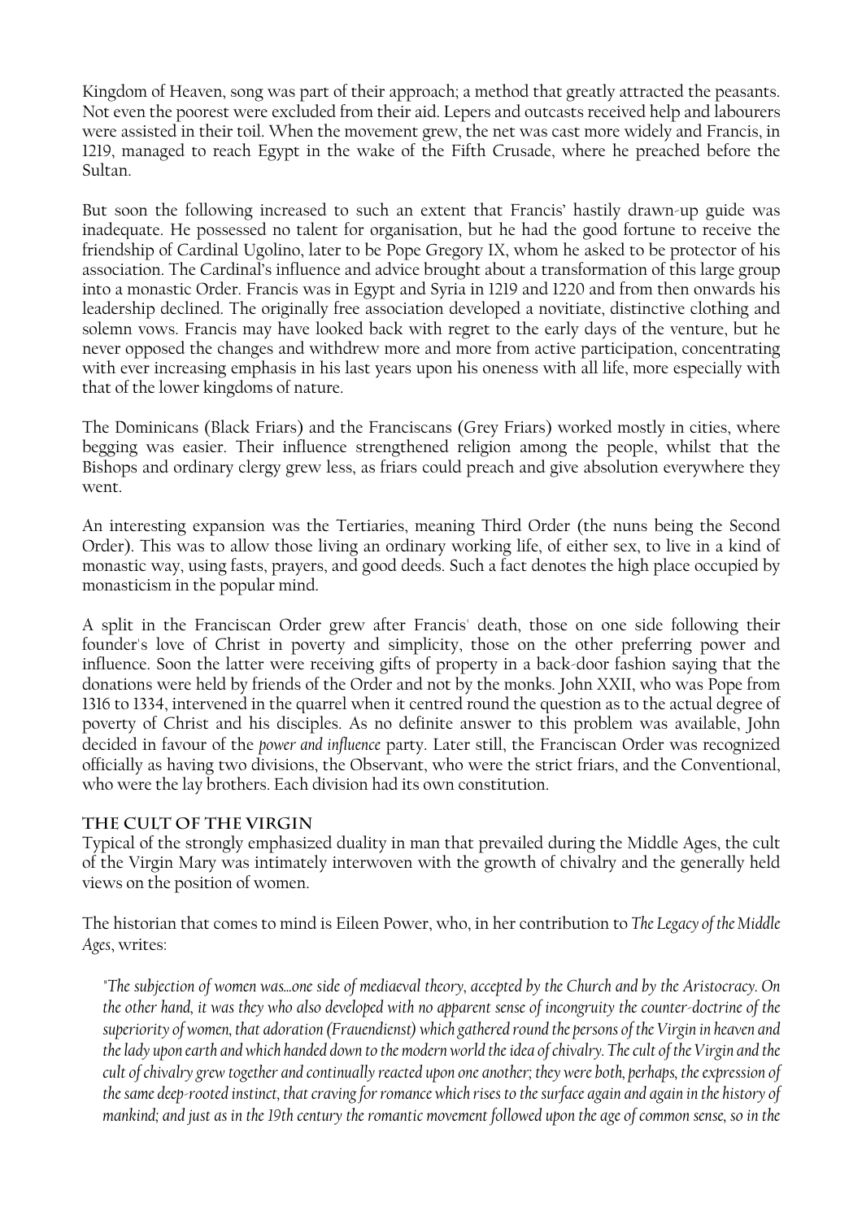Kingdom of Heaven, song was part of their approach; a method that greatly attracted the peasants. Not even the poorest were excluded from their aid. Lepers and outcasts received help and labourers were assisted in their toil. When the movement grew, the net was cast more widely and Francis, in 1219, managed to reach Egypt in the wake of the Fifth Crusade, where he preached before the Sultan.

But soon the following increased to such an extent that Francis' hastily drawn-up guide was inadequate. He possessed no talent for organisation, but he had the good fortune to receive the friendship of Cardinal Ugolino, later to be Pope Gregory IX, whom he asked to be protector of his association. The Cardinal's influence and advice brought about a transformation of this large group into a monastic Order. Francis was in Egypt and Syria in 1219 and 1220 and from then onwards his leadership declined. The originally free association developed a novitiate, distinctive clothing and solemn vows. Francis may have looked back with regret to the early days of the venture, but he never opposed the changes and withdrew more and more from active participation, concentrating with ever increasing emphasis in his last years upon his oneness with all life, more especially with that of the lower kingdoms of nature.

The Dominicans (Black Friars) and the Franciscans (Grey Friars) worked mostly in cities, where begging was easier. Their influence strengthened religion among the people, whilst that the Bishops and ordinary clergy grew less, as friars could preach and give absolution everywhere they went.

An interesting expansion was the Tertiaries, meaning Third Order (the nuns being the Second Order). This was to allow those living an ordinary working life, of either sex, to live in a kind of monastic way, using fasts, prayers, and good deeds. Such a fact denotes the high place occupied by monasticism in the popular mind.

A split in the Franciscan Order grew after Francis' death, those on one side following their founder's love of Christ in poverty and simplicity, those on the other preferring power and influence. Soon the latter were receiving gifts of property in a back-door fashion saying that the donations were held by friends of the Order and not by the monks. John XXII, who was Pope from 1316 to 1334, intervened in the quarrel when it centred round the question as to the actual degree of poverty of Christ and his disciples. As no definite answer to this problem was available, John decided in favour of the *power and influence* party. Later still, the Franciscan Order was recognized officially as having two divisions, the Observant, who were the strict friars, and the Conventional, who were the lay brothers. Each division had its own constitution.

### The Cult of the Virgin

Typical of the strongly emphasized duality in man that prevailed during the Middle Ages, the cult of the Virgin Mary was intimately interwoven with the growth of chivalry and the generally held views on the position of women.

The historian that comes to mind is Eileen Power, who, in her contribution to *The Legacy of the Middle Ages*, writes:

> *"The subjection of women was...one side of mediaeval theory, accepted by the Church and by the Aristocracy. On the other hand, it was they who also developed with no apparent sense of incongruity the counter-doctrine of the superiority of women, that adoration (Frauendienst) which gathered round the persons of the Virgin in heaven and the lady upon earth and which handed down to the modern world the idea of chivalry. The cult of the Virgin and the cult of chivalry grew together and continually reacted upon one another; they were both, perhaps, the expression of the same deep-rooted instinct, that craving for romance which rises to the surface again and again in the history of mankind; and just as in the 19th century the romantic movement followed upon the age of common sense, so in the*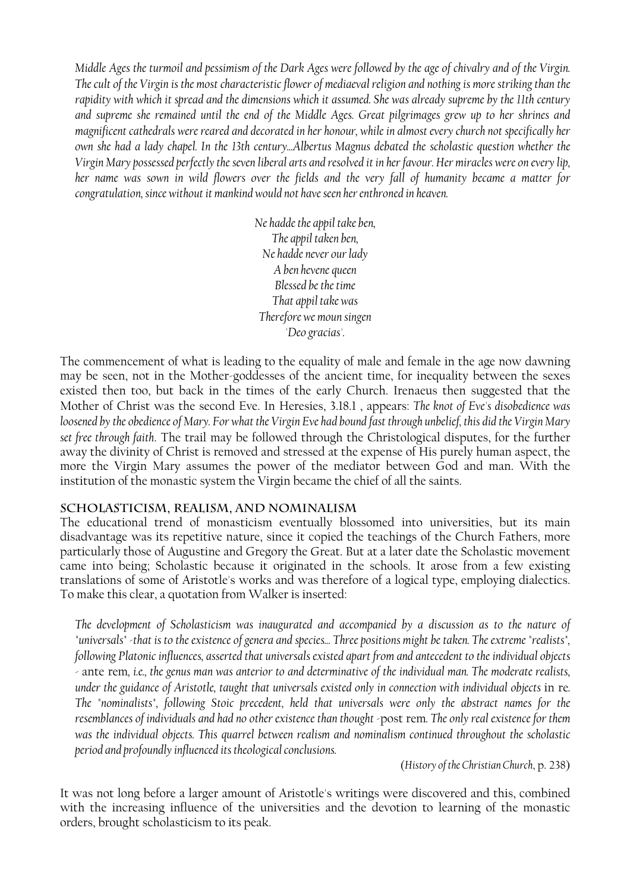*Middle Ages the turmoil and pessimism of the Dark Ages were followed by the age of chivalry and of the Virgin. The cult of the Virgin is the most characteristic flower of mediaeval religion and nothing is more striking than the rapidity with which it spread and the dimensions which it assumed. She was already supreme by the 11th century and supreme she remained until the end of the Middle Ages. Great pilgrimages grew up to her shrines and magnificent cathedrals were reared and decorated in her honour, while in almost every church not specifically her own she had a lady chapel. In the 13th century...Albertus Magnus debated the scholastic question whether the Virgin Mary possessed perfectly the seven liberal arts and resolved it in her favour. Her miracles were on every lip, her name was sown in wild flowers over the fields and the very fall of humanity became a matter for congratulation, since without it mankind would not have seen her enthroned in heaven.*

*Ne hadde the appil take ben,*
*The appil taken ben,*
*Ne hadde never our lady*
*A ben hevene queen*
*Blessed be the time*
*That appil take was*
*Therefore we moun singen*
*'Deo gracias'.*

The commencement of what is leading to the equality of male and female in the age now dawning may be seen, not in the Mother-goddesses of the ancient time, for inequality between the sexes existed then too, but back in the times of the early Church. Irenaeus then suggested that the Mother of Christ was the second Eve. In Heresies, 3.18.1 , appears: *The knot of Eve's disobedience was loosened by the obedience of Mary. For what the Virgin Eve had bound fast through unbelief, this did the Virgin Mary set free through faith.* The trail may be followed through the Christological disputes, for the further away the divinity of Christ is removed and stressed at the expense of His purely human aspect, the more the Virgin Mary assumes the power of the mediator between God and man. With the institution of the monastic system the Virgin became the chief of all the saints.

## Scholasticism, Realism, and Nominalism

The educational trend of monasticism eventually blossomed into universities, but its main disadvantage was its repetitive nature, since it copied the teachings of the Church Fathers, more particularly those of Augustine and Gregory the Great. But at a later date the Scholastic movement came into being; Scholastic because it originated in the schools. It arose from a few existing translations of some of Aristotle's works and was therefore of a logical type, employing dialectics. To make this clear, a quotation from Walker is inserted:

> *The development of Scholasticism was inaugurated and accompanied by a discussion as to the nature of "universals" -that is to the existence of genera and species... Three positions might be taken. The extreme "realists", following Platonic influences, asserted that universals existed apart from and antecedent to the individual objects -* ante rem, *i.e., the genus man was anterior to and determinative of the individual man. The moderate realists, under the guidance of Aristotle, taught that universals existed only in connection with individual objects* in re. *The "nominalists", following Stoic precedent, held that universals were only the abstract names for the resemblances of individuals and had no other existence than thought -*post rem. *The only real existence for them was the individual objects. This quarrel between realism and nominalism continued throughout the scholastic period and profoundly influenced its theological conclusions.*
>
> (*History of the Christian Church*, p. 238)

It was not long before a larger amount of Aristotle's writings were discovered and this, combined with the increasing influence of the universities and the devotion to learning of the monastic orders, brought scholasticism to its peak.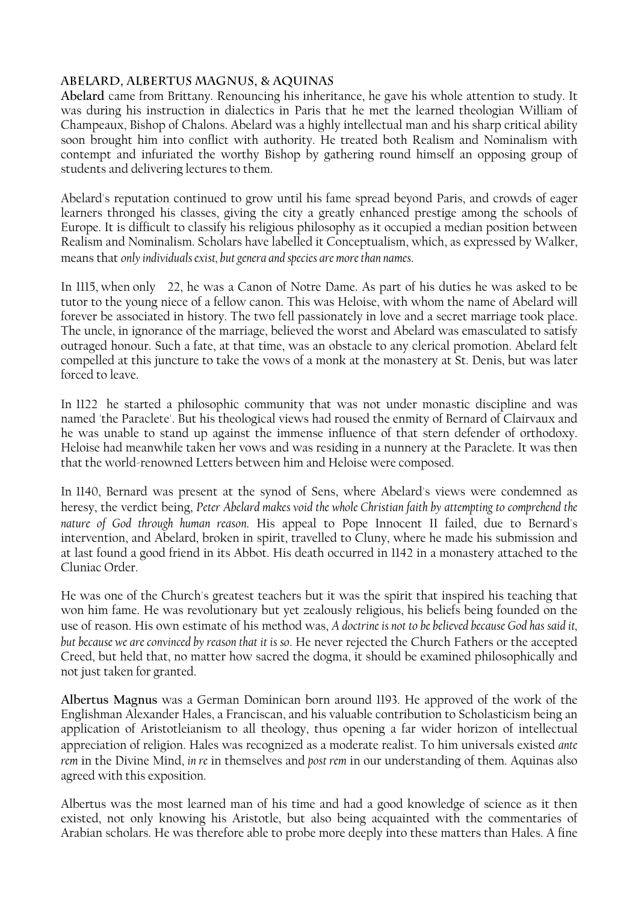## ABELARD, ALBERTUS MAGNUS, & AQUINAS

**Abelard** came from Brittany. Renouncing his inheritance, he gave his whole attention to study. It was during his instruction in dialectics in Paris that he met the learned theologian William of Champeaux, Bishop of Chalons. Abelard was a highly intellectual man and his sharp critical ability soon brought him into conflict with authority. He treated both Realism and Nominalism with contempt and infuriated the worthy Bishop by gathering round himself an opposing group of students and delivering lectures to them.

Abelard's reputation continued to grow until his fame spread beyond Paris, and crowds of eager learners thronged his classes, giving the city a greatly enhanced prestige among the schools of Europe. It is difficult to classify his religious philosophy as it occupied a median position between Realism and Nominalism. Scholars have labelled it Conceptualism, which, as expressed by Walker, means that *only individuals exist, but genera and species are more than names*.

In 1115, when only 22, he was a Canon of Notre Dame. As part of his duties he was asked to be tutor to the young niece of a fellow canon. This was Heloise, with whom the name of Abelard will forever be associated in history. The two fell passionately in love and a secret marriage took place. The uncle, in ignorance of the marriage, believed the worst and Abelard was emasculated to satisfy outraged honour. Such a fate, at that time, was an obstacle to any clerical promotion. Abelard felt compelled at this juncture to take the vows of a monk at the monastery at St. Denis, but was later forced to leave.

In 1122 he started a philosophic community that was not under monastic discipline and was named 'the Paraclete'. But his theological views had roused the enmity of Bernard of Clairvaux and he was unable to stand up against the immense influence of that stern defender of orthodoxy. Heloise had meanwhile taken her vows and was residing in a nunnery at the Paraclete. It was then that the world-renowned Letters between him and Heloise were composed.

In 1140, Bernard was present at the synod of Sens, where Abelard's views were condemned as heresy, the verdict being, *Peter Abelard makes void the whole Christian faith by attempting to comprehend the nature of God through human reason*. His appeal to Pope Innocent II failed, due to Bernard's intervention, and Abelard, broken in spirit, travelled to Cluny, where he made his submission and at last found a good friend in its Abbot. His death occurred in 1142 in a monastery attached to the Cluniac Order.

He was one of the Church's greatest teachers but it was the spirit that inspired his teaching that won him fame. He was revolutionary but yet zealously religious, his beliefs being founded on the use of reason. His own estimate of his method was, *A doctrine is not to be believed because God has said it, but because we are convinced by reason that it is so*. He never rejected the Church Fathers or the accepted Creed, but held that, no matter how sacred the dogma, it should be examined philosophically and not just taken for granted.

**Albertus Magnus** was a German Dominican born around 1193. He approved of the work of the Englishman Alexander Hales, a Franciscan, and his valuable contribution to Scholasticism being an application of Aristotleianism to all theology, thus opening a far wider horizon of intellectual appreciation of religion. Hales was recognized as a moderate realist. To him universals existed *ante rem* in the Divine Mind, *in re* in themselves and *post rem* in our understanding of them. Aquinas also agreed with this exposition.

Albertus was the most learned man of his time and had a good knowledge of science as it then existed, not only knowing his Aristotle, but also being acquainted with the commentaries of Arabian scholars. He was therefore able to probe more deeply into these matters than Hales. A fine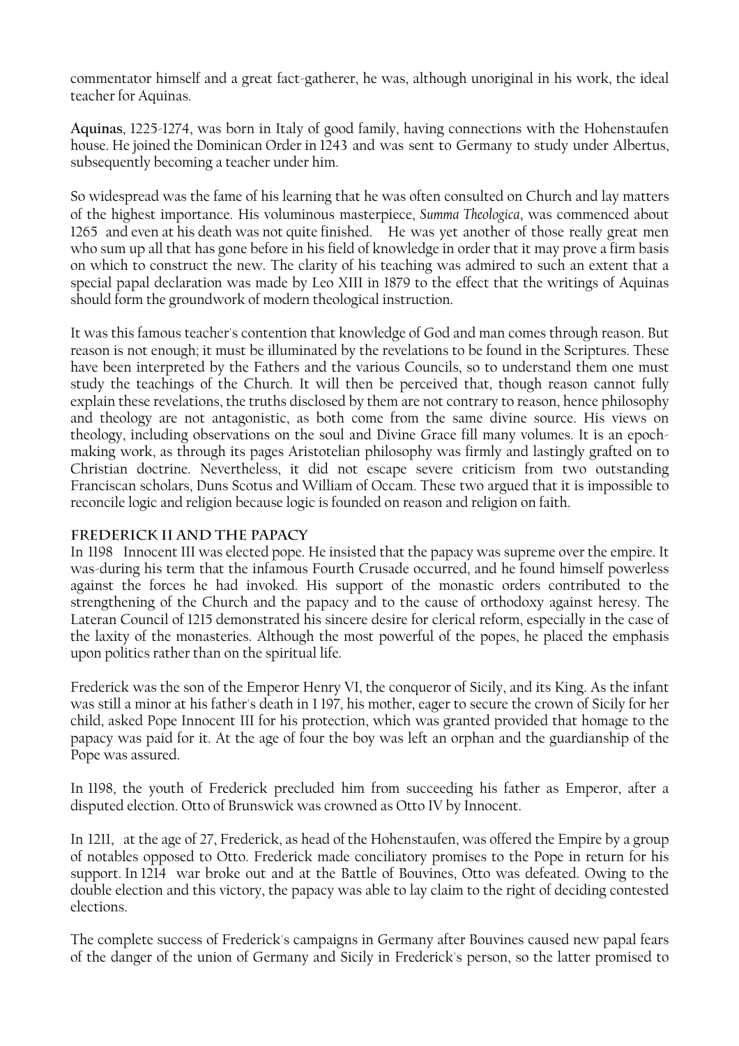commentator himself and a great fact-gatherer, he was, although unoriginal in his work, the ideal teacher for Aquinas.

**Aquinas**, 1225-1274, was born in Italy of good family, having connections with the Hohenstaufen house. He joined the Dominican Order in 1243 and was sent to Germany to study under Albertus, subsequently becoming a teacher under him.

So widespread was the fame of his learning that he was often consulted on Church and lay matters of the highest importance. His voluminous masterpiece, *Summa Theologica*, was commenced about 1265 and even at his death was not quite finished. He was yet another of those really great men who sum up all that has gone before in his field of knowledge in order that it may prove a firm basis on which to construct the new. The clarity of his teaching was admired to such an extent that a special papal declaration was made by Leo XIII in 1879 to the effect that the writings of Aquinas should form the groundwork of modern theological instruction.

It was this famous teacher's contention that knowledge of God and man comes through reason. But reason is not enough; it must be illuminated by the revelations to be found in the Scriptures. These have been interpreted by the Fathers and the various Councils, so to understand them one must study the teachings of the Church. It will then be perceived that, though reason cannot fully explain these revelations, the truths disclosed by them are not contrary to reason, hence philosophy and theology are not antagonistic, as both come from the same divine source. His views on theology, including observations on the soul and Divine Grace fill many volumes. It is an epoch-making work, as through its pages Aristotelian philosophy was firmly and lastingly grafted on to Christian doctrine. Nevertheless, it did not escape severe criticism from two outstanding Franciscan scholars, Duns Scotus and William of Occam. These two argued that it is impossible to reconcile logic and religion because logic is founded on reason and religion on faith.

### FREDERICK II AND THE PAPACY

In 1198 Innocent III was elected pope. He insisted that the papacy was supreme over the empire. It was during his term that the infamous Fourth Crusade occurred, and he found himself powerless against the forces he had invoked. His support of the monastic orders contributed to the strengthening of the Church and the papacy and to the cause of orthodoxy against heresy. The Lateran Council of 1215 demonstrated his sincere desire for clerical reform, especially in the case of the laxity of the monasteries. Although the most powerful of the popes, he placed the emphasis upon politics rather than on the spiritual life.

Frederick was the son of the Emperor Henry VI, the conqueror of Sicily, and its King. As the infant was still a minor at his father's death in 1197, his mother, eager to secure the crown of Sicily for her child, asked Pope Innocent III for his protection, which was granted provided that homage to the papacy was paid for it. At the age of four the boy was left an orphan and the guardianship of the Pope was assured.

In 1198, the youth of Frederick precluded him from succeeding his father as Emperor, after a disputed election. Otto of Brunswick was crowned as Otto IV by Innocent.

In 1211, at the age of 27, Frederick, as head of the Hohenstaufen, was offered the Empire by a group of notables opposed to Otto. Frederick made conciliatory promises to the Pope in return for his support. In 1214 war broke out and at the Battle of Bouvines, Otto was defeated. Owing to the double election and this victory, the papacy was able to lay claim to the right of deciding contested elections.

The complete success of Frederick's campaigns in Germany after Bouvines caused new papal fears of the danger of the union of Germany and Sicily in Frederick's person, so the latter promised to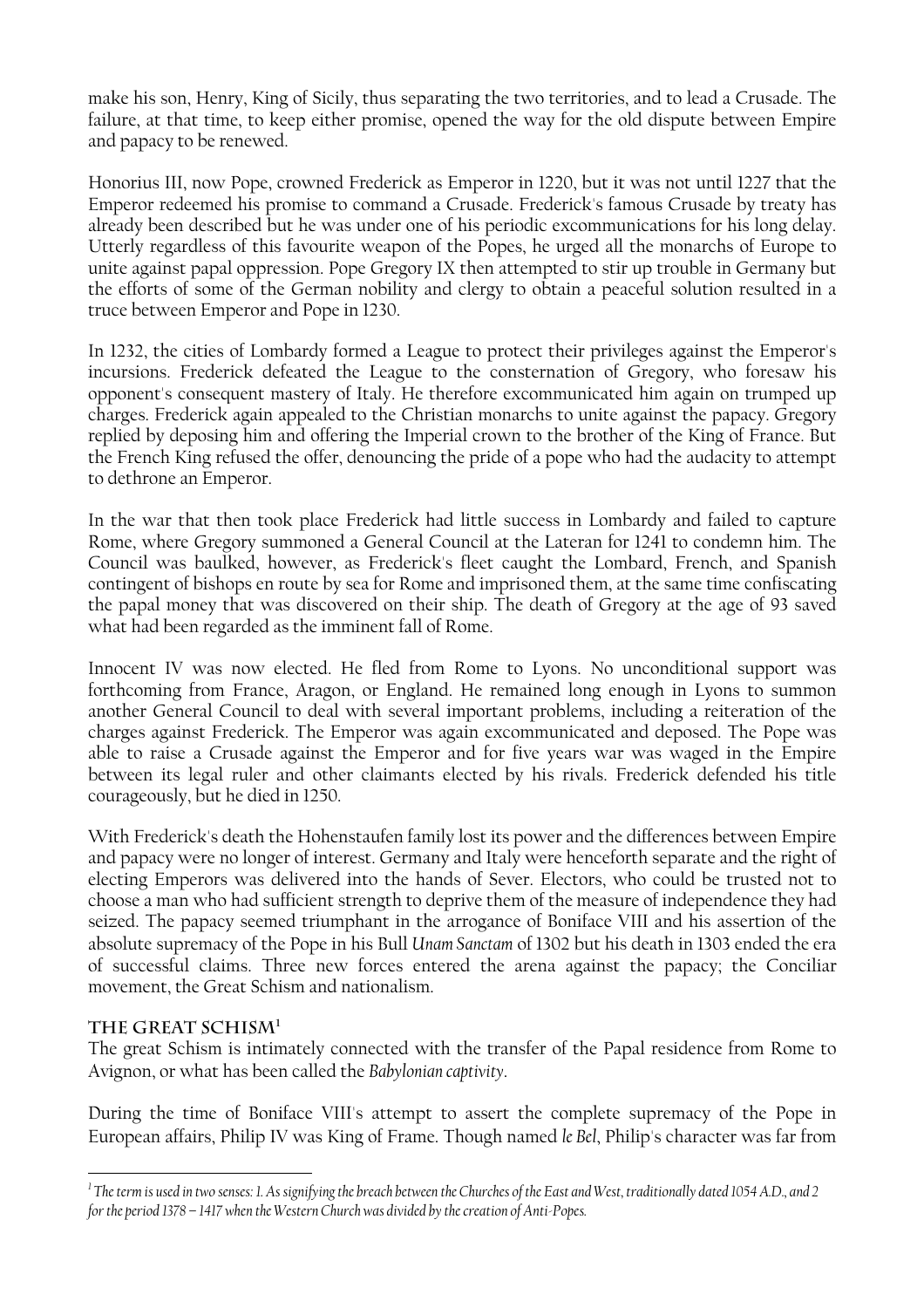make his son, Henry, King of Sicily, thus separating the two territories, and to lead a Crusade. The failure, at that time, to keep either promise, opened the way for the old dispute between Empire and papacy to be renewed.

Honorius III, now Pope, crowned Frederick as Emperor in 1220, but it was not until 1227 that the Emperor redeemed his promise to command a Crusade. Frederick's famous Crusade by treaty has already been described but he was under one of his periodic excommunications for his long delay. Utterly regardless of this favourite weapon of the Popes, he urged all the monarchs of Europe to unite against papal oppression. Pope Gregory IX then attempted to stir up trouble in Germany but the efforts of some of the German nobility and clergy to obtain a peaceful solution resulted in a truce between Emperor and Pope in 1230.

In 1232, the cities of Lombardy formed a League to protect their privileges against the Emperor's incursions. Frederick defeated the League to the consternation of Gregory, who foresaw his opponent's consequent mastery of Italy. He therefore excommunicated him again on trumped up charges. Frederick again appealed to the Christian monarchs to unite against the papacy. Gregory replied by deposing him and offering the Imperial crown to the brother of the King of France. But the French King refused the offer, denouncing the pride of a pope who had the audacity to attempt to dethrone an Emperor.

In the war that then took place Frederick had little success in Lombardy and failed to capture Rome, where Gregory summoned a General Council at the Lateran for 1241 to condemn him. The Council was baulked, however, as Frederick's fleet caught the Lombard, French, and Spanish contingent of bishops en route by sea for Rome and imprisoned them, at the same time confiscating the papal money that was discovered on their ship. The death of Gregory at the age of 93 saved what had been regarded as the imminent fall of Rome.

Innocent IV was now elected. He fled from Rome to Lyons. No unconditional support was forthcoming from France, Aragon, or England. He remained long enough in Lyons to summon another General Council to deal with several important problems, including a reiteration of the charges against Frederick. The Emperor was again excommunicated and deposed. The Pope was able to raise a Crusade against the Emperor and for five years war was waged in the Empire between its legal ruler and other claimants elected by his rivals. Frederick defended his title courageously, but he died in 1250.

With Frederick's death the Hohenstaufen family lost its power and the differences between Empire and papacy were no longer of interest. Germany and Italy were henceforth separate and the right of electing Emperors was delivered into the hands of Sever. Electors, who could be trusted not to choose a man who had sufficient strength to deprive them of the measure of independence they had seized. The papacy seemed triumphant in the arrogance of Boniface VIII and his assertion of the absolute supremacy of the Pope in his Bull *Unam Sanctam* of 1302 but his death in 1303 ended the era of successful claims. Three new forces entered the arena against the papacy; the Conciliar movement, the Great Schism and nationalism.

## The Great Schism[1]

The great Schism is intimately connected with the transfer of the Papal residence from Rome to Avignon, or what has been called the *Babylonian captivity*.

During the time of Boniface VIII's attempt to assert the complete supremacy of the Pope in European affairs, Philip IV was King of Frame. Though named *le Bel*, Philip's character was far from

---

[1] *The term is used in two senses: 1. As signifying the breach between the Churches of the East and West, traditionally dated 1054 A.D., and 2 for the period 1378 – 1417 when the Western Church was divided by the creation of Anti-Popes.*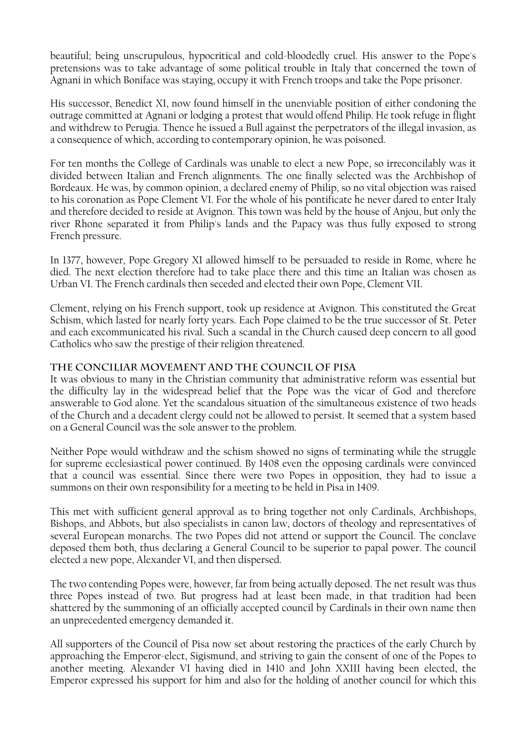beautiful; being unscrupulous, hypocritical and cold-bloodedly cruel. His answer to the Pope's pretensions was to take advantage of some political trouble in Italy that concerned the town of Agnani in which Boniface was staying, occupy it with French troops and take the Pope prisoner.

His successor, Benedict XI, now found himself in the unenviable position of either condoning the outrage committed at Agnani or lodging a protest that would offend Philip. He took refuge in flight and withdrew to Perugia. Thence he issued a Bull against the perpetrators of the illegal invasion, as a consequence of which, according to contemporary opinion, he was poisoned.

For ten months the College of Cardinals was unable to elect a new Pope, so irreconcilably was it divided between Italian and French alignments. The one finally selected was the Archbishop of Bordeaux. He was, by common opinion, a declared enemy of Philip, so no vital objection was raised to his coronation as Pope Clement VI. For the whole of his pontificate he never dared to enter Italy and therefore decided to reside at Avignon. This town was held by the house of Anjou, but only the river Rhone separated it from Philip's lands and the Papacy was thus fully exposed to strong French pressure.

In 1377, however, Pope Gregory XI allowed himself to be persuaded to reside in Rome, where he died. The next election therefore had to take place there and this time an Italian was chosen as Urban VI. The French cardinals then seceded and elected their own Pope, Clement VII.

Clement, relying on his French support, took up residence at Avignon. This constituted the Great Schism, which lasted for nearly forty years. Each Pope claimed to be the true successor of St. Peter and each excommunicated his rival. Such a scandal in the Church caused deep concern to all good Catholics who saw the prestige of their religion threatened.

### The Conciliar Movement and the Council of Pisa

It was obvious to many in the Christian community that administrative reform was essential but the difficulty lay in the widespread belief that the Pope was the vicar of God and therefore answerable to God alone. Yet the scandalous situation of the simultaneous existence of two heads of the Church and a decadent clergy could not be allowed to persist. It seemed that a system based on a General Council was the sole answer to the problem.

Neither Pope would withdraw and the schism showed no signs of terminating while the struggle for supreme ecclesiastical power continued. By 1408 even the opposing cardinals were convinced that a council was essential. Since there were two Popes in opposition, they had to issue a summons on their own responsibility for a meeting to be held in Pisa in 1409.

This met with sufficient general approval as to bring together not only Cardinals, Archbishops, Bishops, and Abbots, but also specialists in canon law, doctors of theology and representatives of several European monarchs. The two Popes did not attend or support the Council. The conclave deposed them both, thus declaring a General Council to be superior to papal power. The council elected a new pope, Alexander VI, and then dispersed.

The two contending Popes were, however, far from being actually deposed. The net result was thus three Popes instead of two. But progress had at least been made, in that tradition had been shattered by the summoning of an officially accepted council by Cardinals in their own name then an unprecedented emergency demanded it.

All supporters of the Council of Pisa now set about restoring the practices of the early Church by approaching the Emperor-elect, Sigismund, and striving to gain the consent of one of the Popes to another meeting. Alexander VI having died in 1410 and John XXIII having been elected, the Emperor expressed his support for him and also for the holding of another council for which this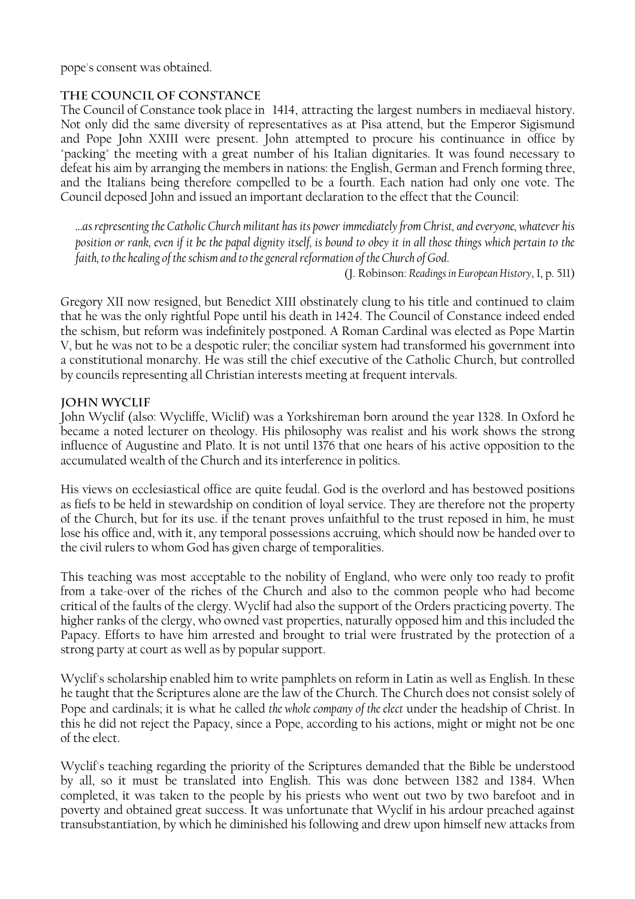pope's consent was obtained.

## The Council of Constance

The Council of Constance took place in 1414, attracting the largest numbers in mediaeval history. Not only did the same diversity of representatives as at Pisa attend, but the Emperor Sigismund and Pope John XXIII were present. John attempted to procure his continuance in office by "packing" the meeting with a great number of his Italian dignitaries. It was found necessary to defeat his aim by arranging the members in nations: the English, German and French forming three, and the Italians being therefore compelled to be a fourth. Each nation had only one vote. The Council deposed John and issued an important declaration to the effect that the Council:

> *...as representing the Catholic Church militant has its power immediately from Christ, and everyone, whatever his position or rank, even if it be the papal dignity itself, is bound to obey it in all those things which pertain to the faith, to the healing of the schism and to the general reformation of the Church of God.*
>
> (J. Robinson: *Readings in European History*, I, p. 511)

Gregory XII now resigned, but Benedict XIII obstinately clung to his title and continued to claim that he was the only rightful Pope until his death in 1424. The Council of Constance indeed ended the schism, but reform was indefinitely postponed. A Roman Cardinal was elected as Pope Martin V, but he was not to be a despotic ruler; the conciliar system had transformed his government into a constitutional monarchy. He was still the chief executive of the Catholic Church, but controlled by councils representing all Christian interests meeting at frequent intervals.

## John Wyclif

John Wyclif (also: Wycliffe, Wiclif) was a Yorkshireman born around the year 1328. In Oxford he became a noted lecturer on theology. His philosophy was realist and his work shows the strong influence of Augustine and Plato. It is not until 1376 that one hears of his active opposition to the accumulated wealth of the Church and its interference in politics.

His views on ecclesiastical office are quite feudal. God is the overlord and has bestowed positions as fiefs to be held in stewardship on condition of loyal service. They are therefore not the property of the Church, but for its use. if the tenant proves unfaithful to the trust reposed in him, he must lose his office and, with it, any temporal possessions accruing, which should now be handed over to the civil rulers to whom God has given charge of temporalities.

This teaching was most acceptable to the nobility of England, who were only too ready to profit from a take-over of the riches of the Church and also to the common people who had become critical of the faults of the clergy. Wyclif had also the support of the Orders practicing poverty. The higher ranks of the clergy, who owned vast properties, naturally opposed him and this included the Papacy. Efforts to have him arrested and brought to trial were frustrated by the protection of a strong party at court as well as by popular support.

Wyclif's scholarship enabled him to write pamphlets on reform in Latin as well as English. In these he taught that the Scriptures alone are the law of the Church. The Church does not consist solely of Pope and cardinals; it is what he called *the whole company of the elect* under the headship of Christ. In this he did not reject the Papacy, since a Pope, according to his actions, might or might not be one of the elect.

Wyclif's teaching regarding the priority of the Scriptures demanded that the Bible be understood by all, so it must be translated into English. This was done between 1382 and 1384. When completed, it was taken to the people by his priests who went out two by two barefoot and in poverty and obtained great success. It was unfortunate that Wyclif in his ardour preached against transubstantiation, by which he diminished his following and drew upon himself new attacks from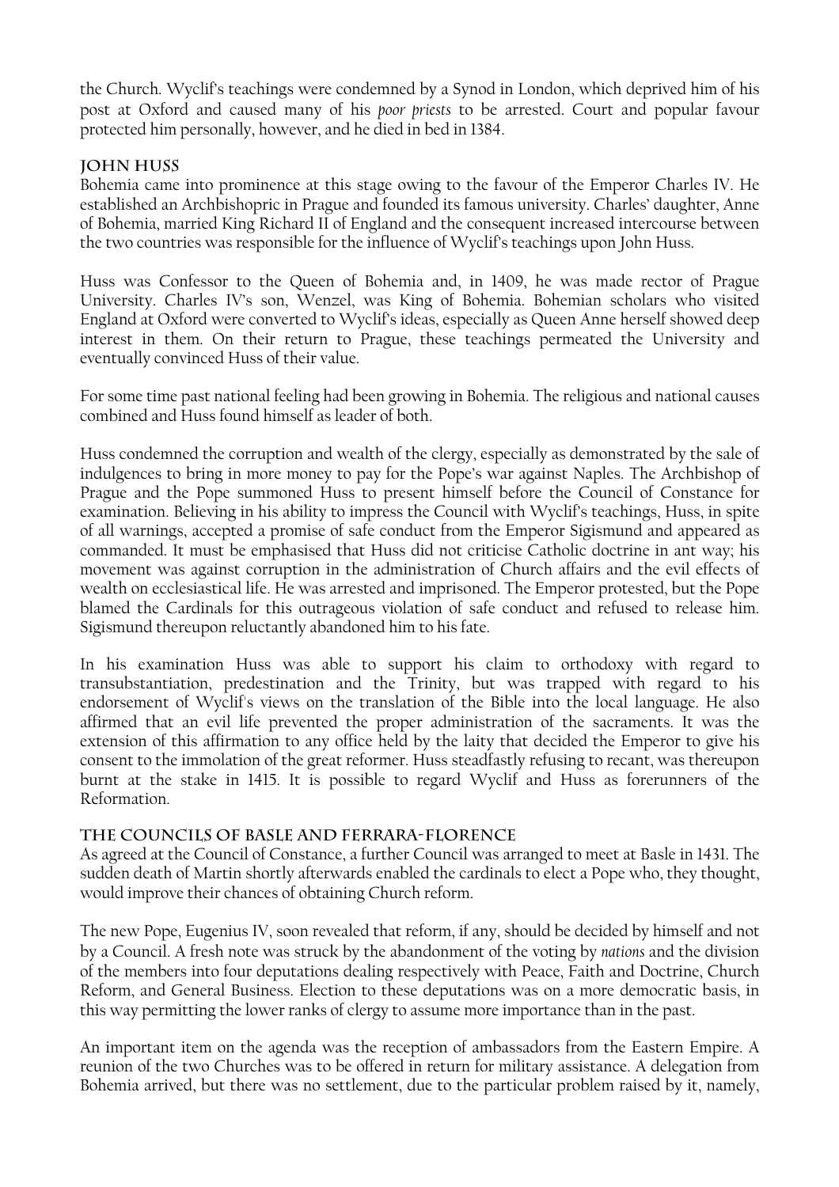the Church. Wyclif's teachings were condemned by a Synod in London, which deprived him of his post at Oxford and caused many of his *poor priests* to be arrested. Court and popular favour protected him personally, however, and he died in bed in 1384.

### John Huss

Bohemia came into prominence at this stage owing to the favour of the Emperor Charles IV. He established an Archbishopric in Prague and founded its famous university. Charles' daughter, Anne of Bohemia, married King Richard II of England and the consequent increased intercourse between the two countries was responsible for the influence of Wyclif's teachings upon John Huss.

Huss was Confessor to the Queen of Bohemia and, in 1409, he was made rector of Prague University. Charles IV's son, Wenzel, was King of Bohemia. Bohemian scholars who visited England at Oxford were converted to Wyclif's ideas, especially as Queen Anne herself showed deep interest in them. On their return to Prague, these teachings permeated the University and eventually convinced Huss of their value.

For some time past national feeling had been growing in Bohemia. The religious and national causes combined and Huss found himself as leader of both.

Huss condemned the corruption and wealth of the clergy, especially as demonstrated by the sale of indulgences to bring in more money to pay for the Pope's war against Naples. The Archbishop of Prague and the Pope summoned Huss to present himself before the Council of Constance for examination. Believing in his ability to impress the Council with Wyclif's teachings, Huss, in spite of all warnings, accepted a promise of safe conduct from the Emperor Sigismund and appeared as commanded. It must be emphasised that Huss did not criticise Catholic doctrine in ant way; his movement was against corruption in the administration of Church affairs and the evil effects of wealth on ecclesiastical life. He was arrested and imprisoned. The Emperor protested, but the Pope blamed the Cardinals for this outrageous violation of safe conduct and refused to release him. Sigismund thereupon reluctantly abandoned him to his fate.

In his examination Huss was able to support his claim to orthodoxy with regard to transubstantiation, predestination and the Trinity, but was trapped with regard to his endorsement of Wyclif's views on the translation of the Bible into the local language. He also affirmed that an evil life prevented the proper administration of the sacraments. It was the extension of this affirmation to any office held by the laity that decided the Emperor to give his consent to the immolation of the great reformer. Huss steadfastly refusing to recant, was thereupon burnt at the stake in 1415. It is possible to regard Wyclif and Huss as forerunners of the Reformation.

### The Councils of Basle and Ferrara-Florence

As agreed at the Council of Constance, a further Council was arranged to meet at Basle in 1431. The sudden death of Martin shortly afterwards enabled the cardinals to elect a Pope who, they thought, would improve their chances of obtaining Church reform.

The new Pope, Eugenius IV, soon revealed that reform, if any, should be decided by himself and not by a Council. A fresh note was struck by the abandonment of the voting by *nations* and the division of the members into four deputations dealing respectively with Peace, Faith and Doctrine, Church Reform, and General Business. Election to these deputations was on a more democratic basis, in this way permitting the lower ranks of clergy to assume more importance than in the past.

An important item on the agenda was the reception of ambassadors from the Eastern Empire. A reunion of the two Churches was to be offered in return for military assistance. A delegation from Bohemia arrived, but there was no settlement, due to the particular problem raised by it, namely,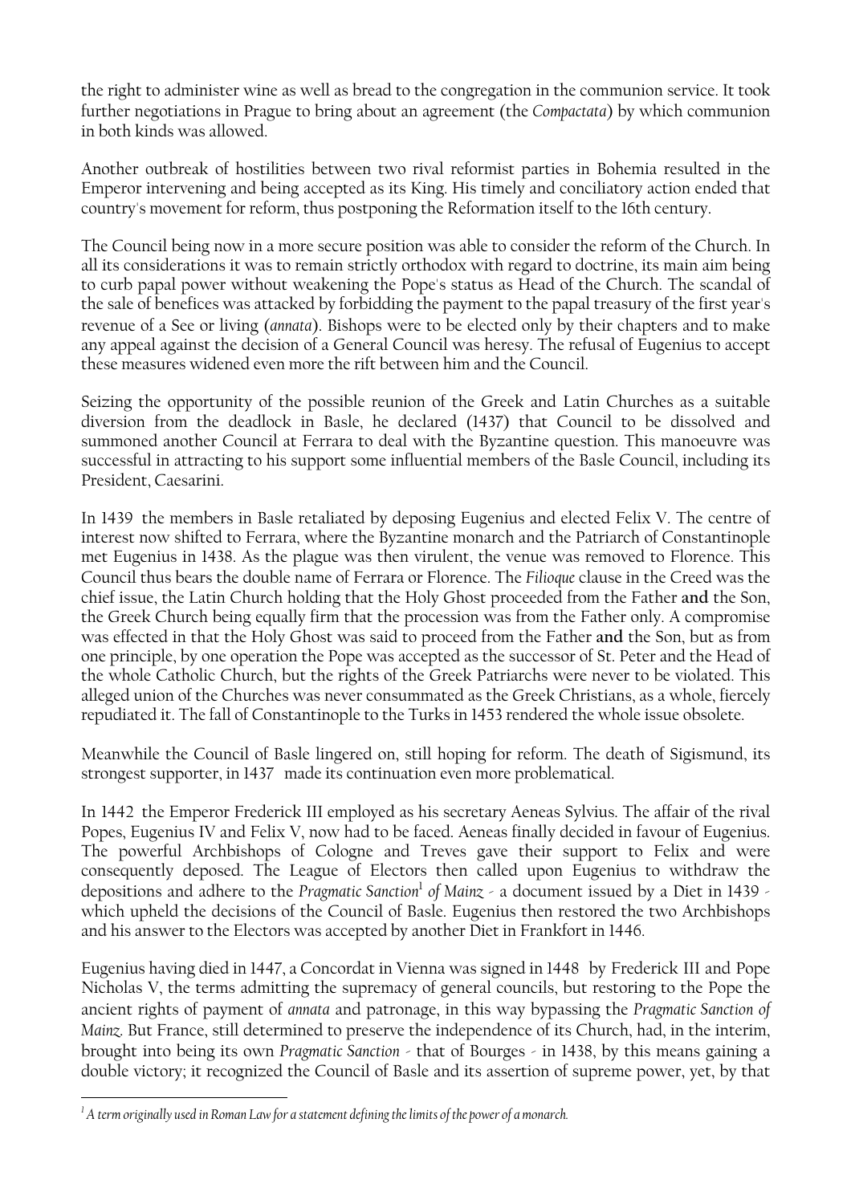the right to administer wine as well as bread to the congregation in the communion service. It took further negotiations in Prague to bring about an agreement (the *Compactata*) by which communion in both kinds was allowed.

Another outbreak of hostilities between two rival reformist parties in Bohemia resulted in the Emperor intervening and being accepted as its King. His timely and conciliatory action ended that country's movement for reform, thus postponing the Reformation itself to the 16th century.

The Council being now in a more secure position was able to consider the reform of the Church. In all its considerations it was to remain strictly orthodox with regard to doctrine, its main aim being to curb papal power without weakening the Pope's status as Head of the Church. The scandal of the sale of benefices was attacked by forbidding the payment to the papal treasury of the first year's revenue of a See or living (*annata*). Bishops were to be elected only by their chapters and to make any appeal against the decision of a General Council was heresy. The refusal of Eugenius to accept these measures widened even more the rift between him and the Council.

Seizing the opportunity of the possible reunion of the Greek and Latin Churches as a suitable diversion from the deadlock in Basle, he declared (1437) that Council to be dissolved and summoned another Council at Ferrara to deal with the Byzantine question. This manoeuvre was successful in attracting to his support some influential members of the Basle Council, including its President, Caesarini.

In 1439 the members in Basle retaliated by deposing Eugenius and elected Felix V. The centre of interest now shifted to Ferrara, where the Byzantine monarch and the Patriarch of Constantinople met Eugenius in 1438. As the plague was then virulent, the venue was removed to Florence. This Council thus bears the double name of Ferrara or Florence. The *Filioque* clause in the Creed was the chief issue, the Latin Church holding that the Holy Ghost proceeded from the Father **and** the Son, the Greek Church being equally firm that the procession was from the Father only. A compromise was effected in that the Holy Ghost was said to proceed from the Father **and** the Son, but as from one principle, by one operation the Pope was accepted as the successor of St. Peter and the Head of the whole Catholic Church, but the rights of the Greek Patriarchs were never to be violated. This alleged union of the Churches was never consummated as the Greek Christians, as a whole, fiercely repudiated it. The fall of Constantinople to the Turks in 1453 rendered the whole issue obsolete.

Meanwhile the Council of Basle lingered on, still hoping for reform. The death of Sigismund, its strongest supporter, in 1437 made its continuation even more problematical.

In 1442 the Emperor Frederick III employed as his secretary Aeneas Sylvius. The affair of the rival Popes, Eugenius IV and Felix V, now had to be faced. Aeneas finally decided in favour of Eugenius. The powerful Archbishops of Cologne and Treves gave their support to Felix and were consequently deposed. The League of Electors then called upon Eugenius to withdraw the depositions and adhere to the *Pragmatic Sanction*[1] *of Mainz* - a document issued by a Diet in 1439 - which upheld the decisions of the Council of Basle. Eugenius then restored the two Archbishops and his answer to the Electors was accepted by another Diet in Frankfort in 1446.

Eugenius having died in 1447, a Concordat in Vienna was signed in 1448 by Frederick III and Pope Nicholas V, the terms admitting the supremacy of general councils, but restoring to the Pope the ancient rights of payment of *annata* and patronage, in this way bypassing the *Pragmatic Sanction of Mainz*. But France, still determined to preserve the independence of its Church, had, in the interim, brought into being its own *Pragmatic Sanction* - that of Bourges - in 1438, by this means gaining a double victory; it recognized the Council of Basle and its assertion of supreme power, yet, by that

[1] *A term originally used in Roman Law for a statement defining the limits of the power of a monarch.*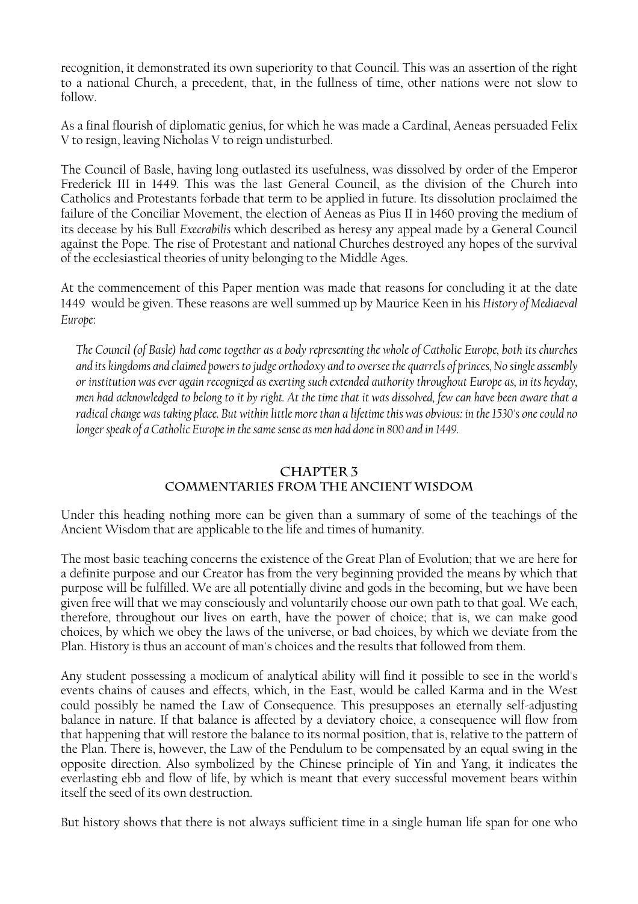recognition, it demonstrated its own superiority to that Council. This was an assertion of the right to a national Church, a precedent, that, in the fullness of time, other nations were not slow to follow.

As a final flourish of diplomatic genius, for which he was made a Cardinal, Aeneas persuaded Felix V to resign, leaving Nicholas V to reign undisturbed.

The Council of Basle, having long outlasted its usefulness, was dissolved by order of the Emperor Frederick III in 1449. This was the last General Council, as the division of the Church into Catholics and Protestants forbade that term to be applied in future. Its dissolution proclaimed the failure of the Conciliar Movement, the election of Aeneas as Pius II in 1460 proving the medium of its decease by his Bull *Execrabilis* which described as heresy any appeal made by a General Council against the Pope. The rise of Protestant and national Churches destroyed any hopes of the survival of the ecclesiastical theories of unity belonging to the Middle Ages.

At the commencement of this Paper mention was made that reasons for concluding it at the date 1449 would be given. These reasons are well summed up by Maurice Keen in his *History of Mediaeval Europe*:

> *The Council (of Basle) had come together as a body representing the whole of Catholic Europe, both its churches and its kingdoms and claimed powers to judge orthodoxy and to oversee the quarrels of princes, No single assembly or institution was ever again recognized as exerting such extended authority throughout Europe as, in its heyday, men had acknowledged to belong to it by right. At the time that it was dissolved, few can have been aware that a radical change was taking place. But within little more than a lifetime this was obvious: in the 1530's one could no longer speak of a Catholic Europe in the same sense as men had done in 800 and in 1449.*

## CHAPTER 3
## COMMENTARIES FROM THE ANCIENT WISDOM

Under this heading nothing more can be given than a summary of some of the teachings of the Ancient Wisdom that are applicable to the life and times of humanity.

The most basic teaching concerns the existence of the Great Plan of Evolution; that we are here for a definite purpose and our Creator has from the very beginning provided the means by which that purpose will be fulfilled. We are all potentially divine and gods in the becoming, but we have been given free will that we may consciously and voluntarily choose our own path to that goal. We each, therefore, throughout our lives on earth, have the power of choice; that is, we can make good choices, by which we obey the laws of the universe, or bad choices, by which we deviate from the Plan. History is thus an account of man's choices and the results that followed from them.

Any student possessing a modicum of analytical ability will find it possible to see in the world's events chains of causes and effects, which, in the East, would be called Karma and in the West could possibly be named the Law of Consequence. This presupposes an eternally self-adjusting balance in nature. If that balance is affected by a deviatory choice, a consequence will flow from that happening that will restore the balance to its normal position, that is, relative to the pattern of the Plan. There is, however, the Law of the Pendulum to be compensated by an equal swing in the opposite direction. Also symbolized by the Chinese principle of Yin and Yang, it indicates the everlasting ebb and flow of life, by which is meant that every successful movement bears within itself the seed of its own destruction.

But history shows that there is not always sufficient time in a single human life span for one who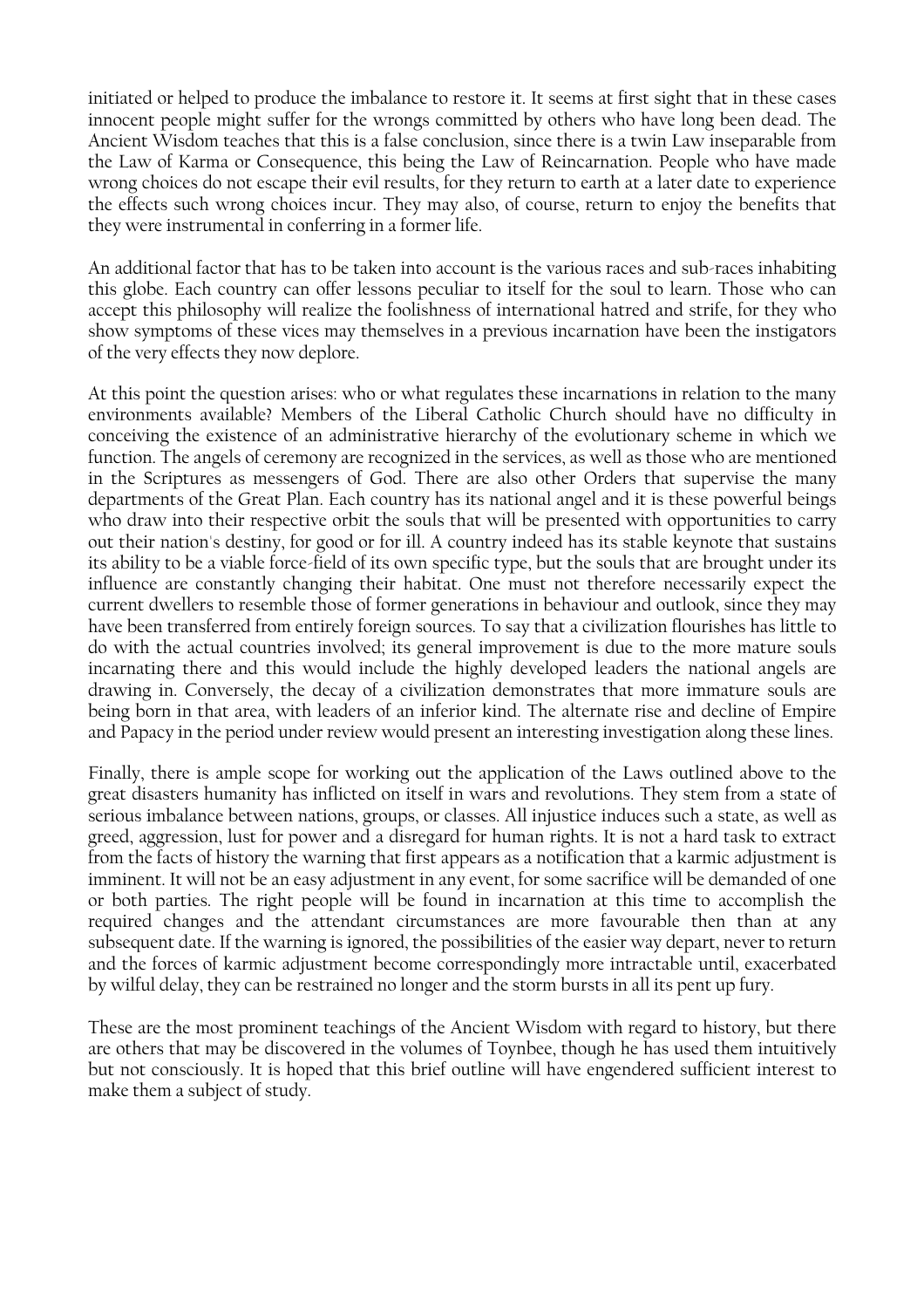initiated or helped to produce the imbalance to restore it. It seems at first sight that in these cases innocent people might suffer for the wrongs committed by others who have long been dead. The Ancient Wisdom teaches that this is a false conclusion, since there is a twin Law inseparable from the Law of Karma or Consequence, this being the Law of Reincarnation. People who have made wrong choices do not escape their evil results, for they return to earth at a later date to experience the effects such wrong choices incur. They may also, of course, return to enjoy the benefits that they were instrumental in conferring in a former life.

An additional factor that has to be taken into account is the various races and sub-races inhabiting this globe. Each country can offer lessons peculiar to itself for the soul to learn. Those who can accept this philosophy will realize the foolishness of international hatred and strife, for they who show symptoms of these vices may themselves in a previous incarnation have been the instigators of the very effects they now deplore.

At this point the question arises: who or what regulates these incarnations in relation to the many environments available? Members of the Liberal Catholic Church should have no difficulty in conceiving the existence of an administrative hierarchy of the evolutionary scheme in which we function. The angels of ceremony are recognized in the services, as well as those who are mentioned in the Scriptures as messengers of God. There are also other Orders that supervise the many departments of the Great Plan. Each country has its national angel and it is these powerful beings who draw into their respective orbit the souls that will be presented with opportunities to carry out their nation's destiny, for good or for ill. A country indeed has its stable keynote that sustains its ability to be a viable force-field of its own specific type, but the souls that are brought under its influence are constantly changing their habitat. One must not therefore necessarily expect the current dwellers to resemble those of former generations in behaviour and outlook, since they may have been transferred from entirely foreign sources. To say that a civilization flourishes has little to do with the actual countries involved; its general improvement is due to the more mature souls incarnating there and this would include the highly developed leaders the national angels are drawing in. Conversely, the decay of a civilization demonstrates that more immature souls are being born in that area, with leaders of an inferior kind. The alternate rise and decline of Empire and Papacy in the period under review would present an interesting investigation along these lines.

Finally, there is ample scope for working out the application of the Laws outlined above to the great disasters humanity has inflicted on itself in wars and revolutions. They stem from a state of serious imbalance between nations, groups, or classes. All injustice induces such a state, as well as greed, aggression, lust for power and a disregard for human rights. It is not a hard task to extract from the facts of history the warning that first appears as a notification that a karmic adjustment is imminent. It will not be an easy adjustment in any event, for some sacrifice will be demanded of one or both parties. The right people will be found in incarnation at this time to accomplish the required changes and the attendant circumstances are more favourable then than at any subsequent date. If the warning is ignored, the possibilities of the easier way depart, never to return and the forces of karmic adjustment become correspondingly more intractable until, exacerbated by wilful delay, they can be restrained no longer and the storm bursts in all its pent up fury.

These are the most prominent teachings of the Ancient Wisdom with regard to history, but there are others that may be discovered in the volumes of Toynbee, though he has used them intuitively but not consciously. It is hoped that this brief outline will have engendered sufficient interest to make them a subject of study.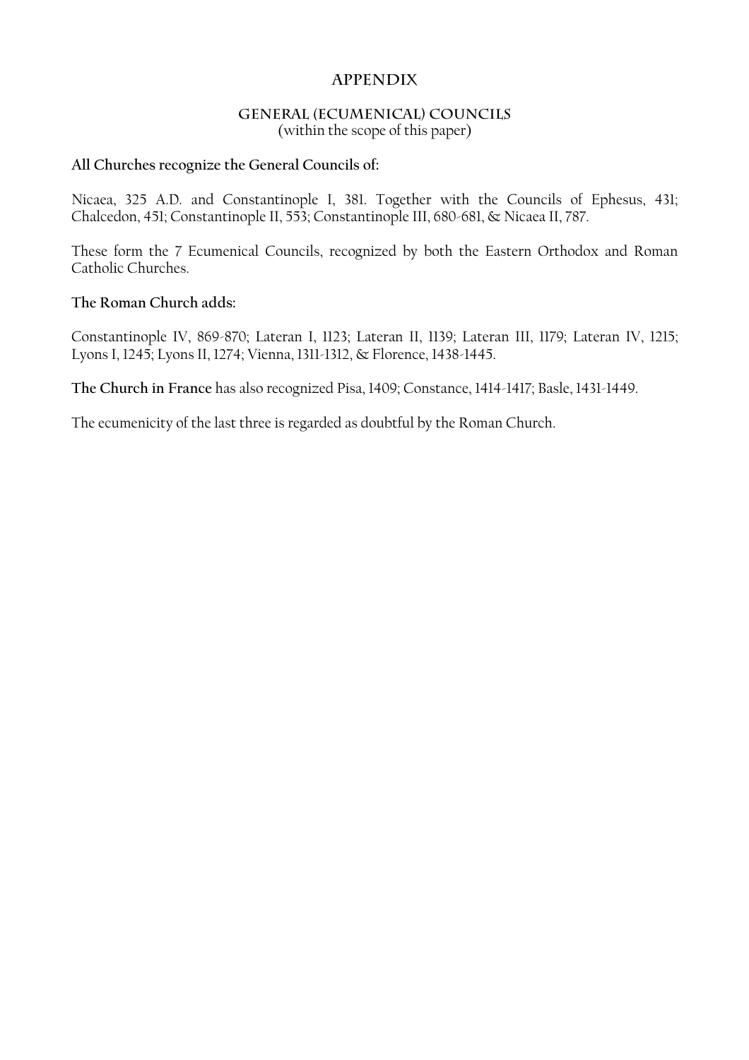# APPENDIX

## GENERAL (ECUMENICAL) COUNCILS
(within the scope of this paper)

**All Churches recognize the General Councils of:**

Nicaea, 325 A.D. and Constantinople I, 381. Together with the Councils of Ephesus, 431; Chalcedon, 451; Constantinople II, 553; Constantinople III, 680-681, & Nicaea II, 787.

These form the 7 Ecumenical Councils, recognized by both the Eastern Orthodox and Roman Catholic Churches.

**The Roman Church adds:**

Constantinople IV, 869-870; Lateran I, 1123; Lateran II, 1139; Lateran III, 1179; Lateran IV, 1215; Lyons I, 1245; Lyons II, 1274; Vienna, 1311-1312, & Florence, 1438-1445.

**The Church in France** has also recognized Pisa, 1409; Constance, 1414-1417; Basle, 1431-1449.

The ecumenicity of the last three is regarded as doubtful by the Roman Church.